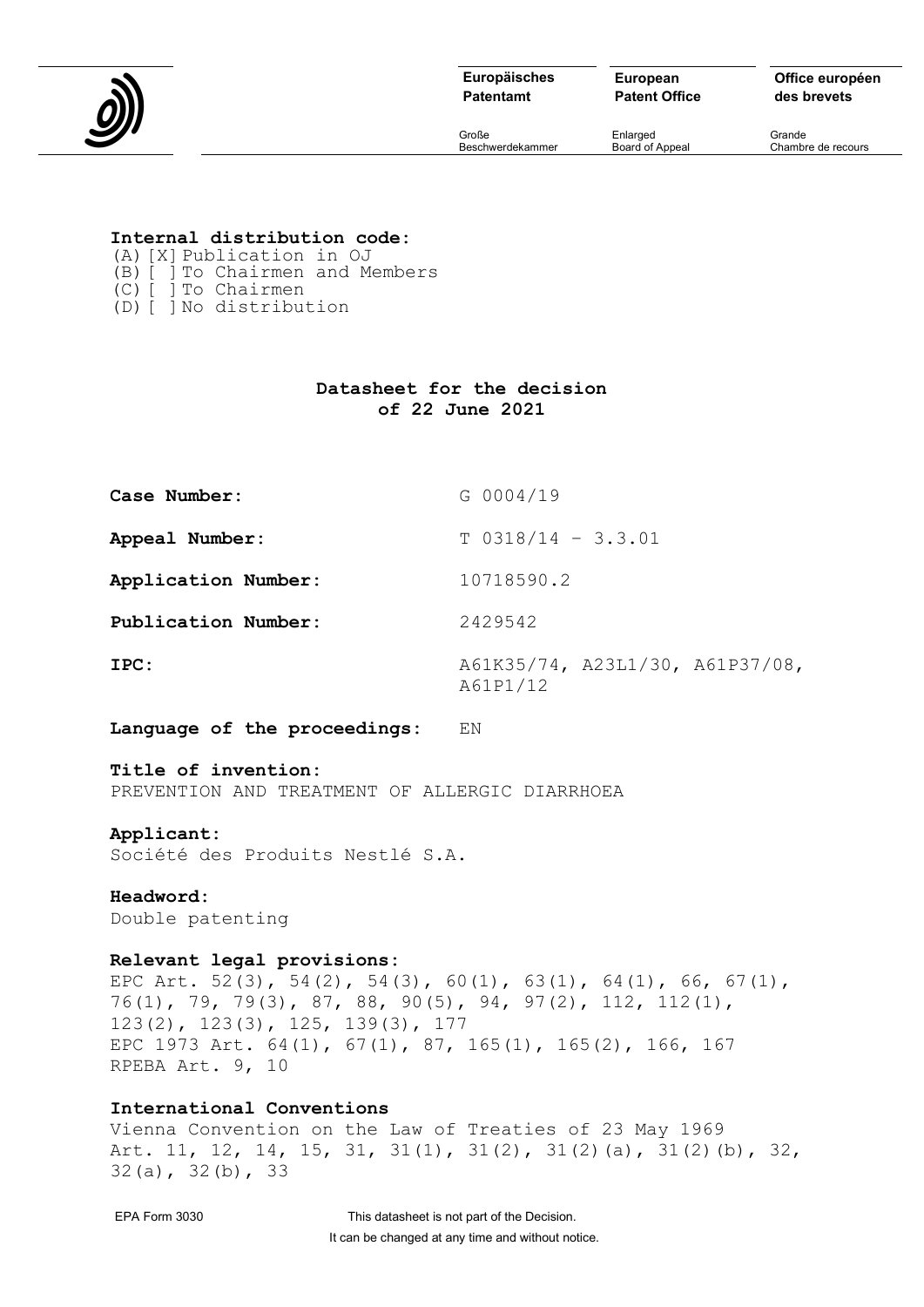| Europäisches Patentamt | European Patent Office | Office européen des brevets |
| --- | --- | --- |
| Große Beschwerdekammer | Enlarged Board of Appeal | Grande Chambre de recours |

**Internal distribution code:**

(A) [X] Publication in OJ
(B) [ ] To Chairmen and Members
(C) [ ] To Chairmen
(D) [ ] No distribution

## Datasheet for the decision of 22 June 2021

**Case Number:** G 0004/19

**Appeal Number:** T 0318/14 - 3.3.01

**Application Number:** 10718590.2

**Publication Number:** 2429542

**IPC:** A61K35/74, A23L1/30, A61P37/08, A61P1/12

**Language of the proceedings:** EN

**Title of invention:**
PREVENTION AND TREATMENT OF ALLERGIC DIARRHOEA

**Applicant:**
Société des Produits Nestlé S.A.

**Headword:**
Double patenting

**Relevant legal provisions:**
EPC Art. 52(3), 54(2), 54(3), 60(1), 63(1), 64(1), 66, 67(1), 76(1), 79, 79(3), 87, 88, 90(5), 94, 97(2), 112, 112(1), 123(2), 123(3), 125, 139(3), 177
EPC 1973 Art. 64(1), 67(1), 87, 165(1), 165(2), 166, 167
RPEBA Art. 9, 10

**International Conventions**
Vienna Convention on the Law of Treaties of 23 May 1969
Art. 11, 12, 14, 15, 31, 31(1), 31(2), 31(2)(a), 31(2)(b), 32, 32(a), 32(b), 33

EPA Form 3030 This datasheet is not part of the Decision.
It can be changed at any time and without notice.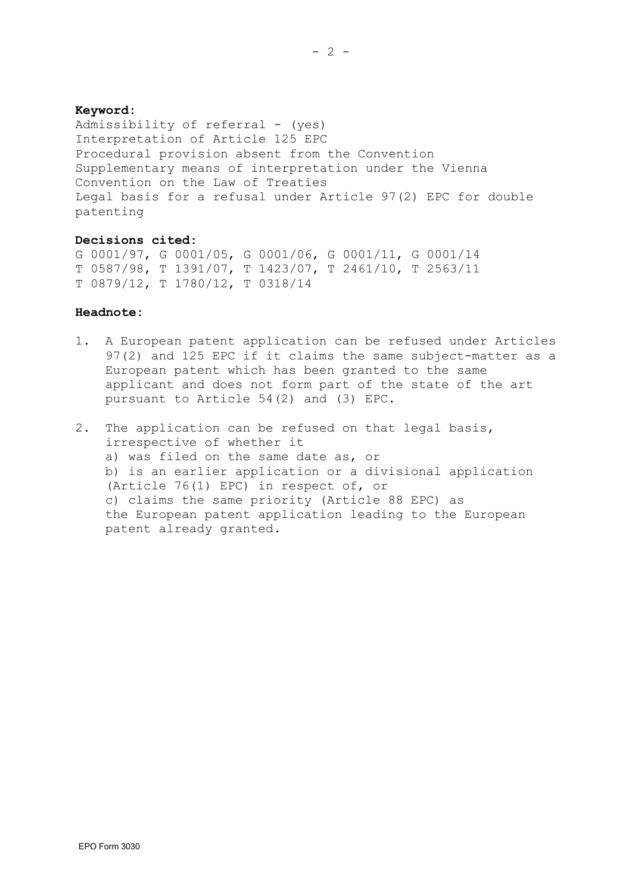**Keyword:**

Admissibility of referral - (yes)
Interpretation of Article 125 EPC
Procedural provision absent from the Convention
Supplementary means of interpretation under the Vienna Convention on the Law of Treaties
Legal basis for a refusal under Article 97(2) EPC for double patenting

**Decisions cited:**

G 0001/97, G 0001/05, G 0001/06, G 0001/11, G 0001/14
T 0587/98, T 1391/07, T 1423/07, T 2461/10, T 2563/11
T 0879/12, T 1780/12, T 0318/14

**Headnote:**

1. A European patent application can be refused under Articles 97(2) and 125 EPC if it claims the same subject-matter as a European patent which has been granted to the same applicant and does not form part of the state of the art pursuant to Article 54(2) and (3) EPC.

2. The application can be refused on that legal basis, irrespective of whether it
   a) was filed on the same date as, or
   b) is an earlier application or a divisional application (Article 76(1) EPC) in respect of, or
   c) claims the same priority (Article 88 EPC) as
   the European patent application leading to the European patent already granted.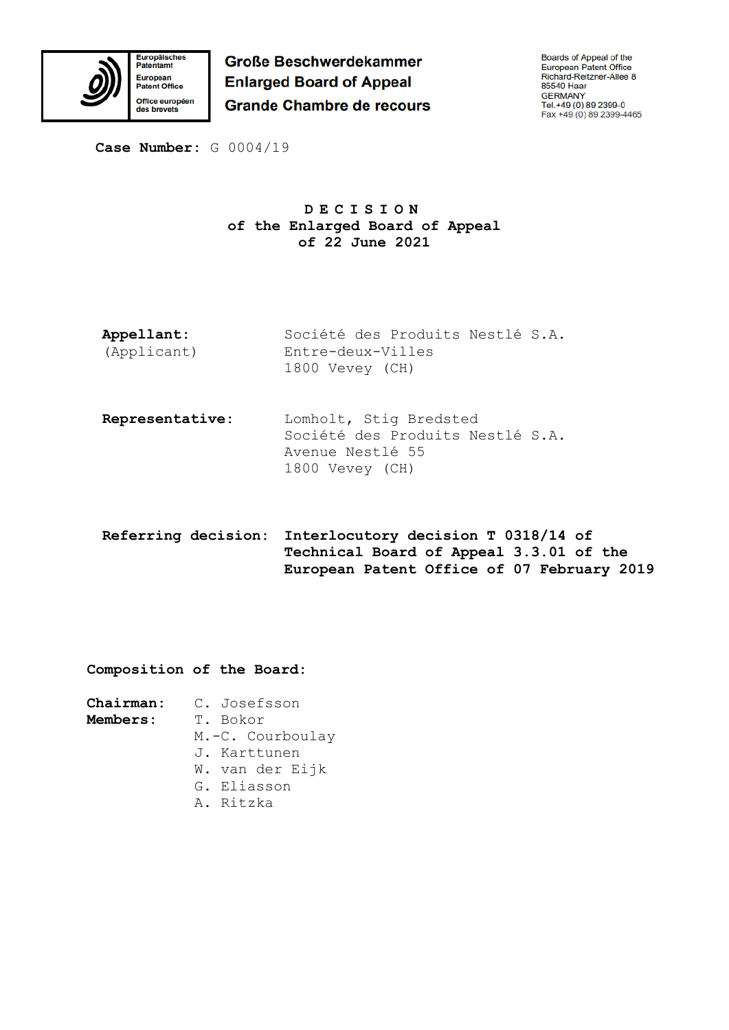Europäisches Patentamt
European Patent Office
Office européen des brevets

**Große Beschwerdekammer**
**Enlarged Board of Appeal**
**Grande Chambre de recours**

Boards of Appeal of the European Patent Office
Richard-Reitzner-Allee 8
85540 Haar
GERMANY
Tel.+49 (0) 89 2399-0
Fax +49 (0) 89 2399-4465

**Case Number:** G 0004/19

# D E C I S I O N
## of the Enlarged Board of Appeal
## of 22 June 2021

**Appellant:** (Applicant)
Société des Produits Nestlé S.A.
Entre-deux-Villes
1800 Vevey (CH)

**Representative:**
Lomholt, Stig Bredsted
Société des Produits Nestlé S.A.
Avenue Nestlé 55
1800 Vevey (CH)

**Referring decision:** **Interlocutory decision T 0318/14 of Technical Board of Appeal 3.3.01 of the European Patent Office of 07 February 2019**

**Composition of the Board:**

**Chairman:** C. Josefsson
**Members:** T. Bokor
M.-C. Courboulay
J. Karttunen
W. van der Eijk
G. Eliasson
A. Ritzka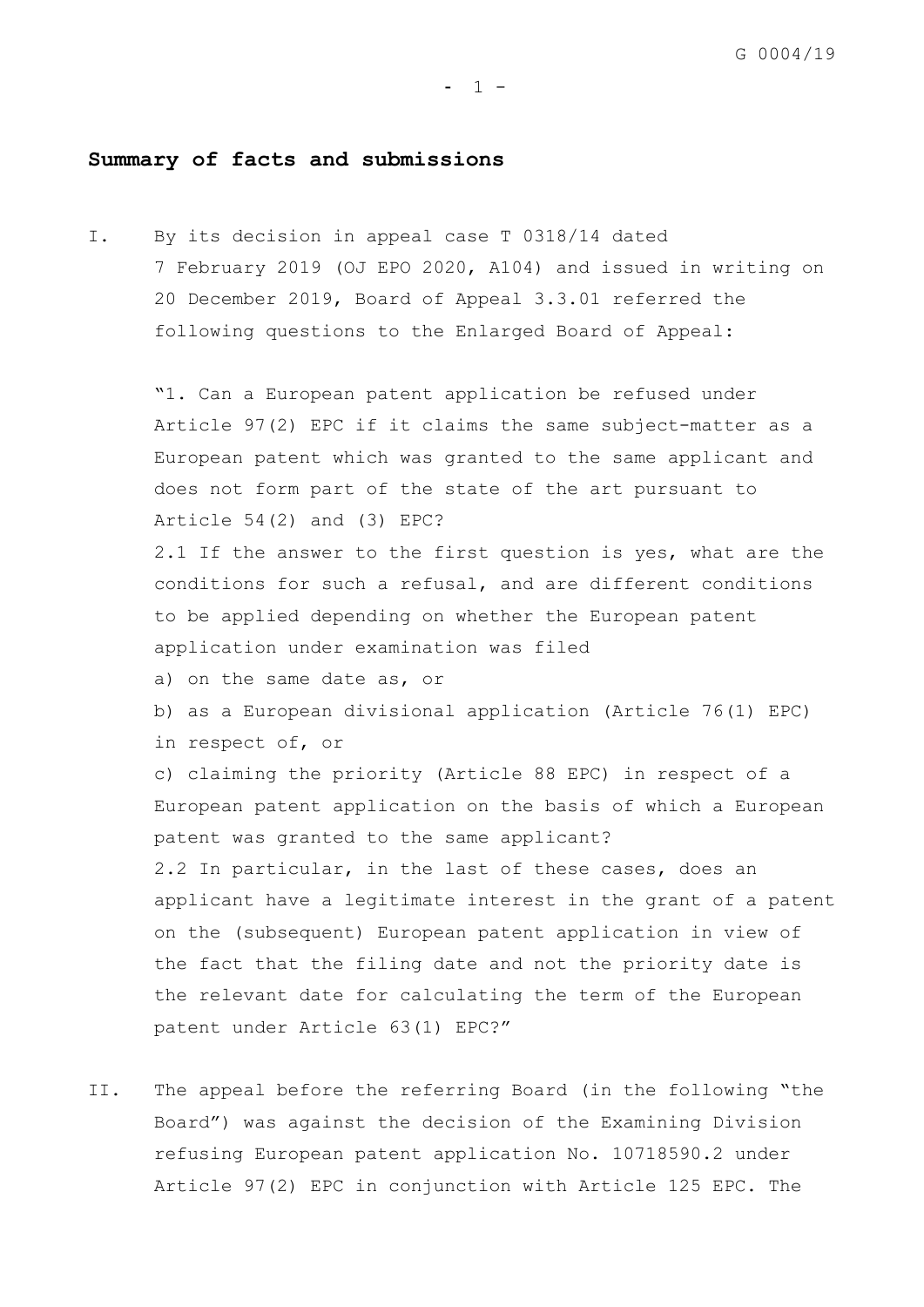## Summary of facts and submissions

I. By its decision in appeal case T 0318/14 dated 7 February 2019 (OJ EPO 2020, A104) and issued in writing on 20 December 2019, Board of Appeal 3.3.01 referred the following questions to the Enlarged Board of Appeal:

"1. Can a European patent application be refused under Article 97(2) EPC if it claims the same subject-matter as a European patent which was granted to the same applicant and does not form part of the state of the art pursuant to Article 54(2) and (3) EPC?

2.1 If the answer to the first question is yes, what are the conditions for such a refusal, and are different conditions to be applied depending on whether the European patent application under examination was filed

a) on the same date as, or

b) as a European divisional application (Article 76(1) EPC) in respect of, or

c) claiming the priority (Article 88 EPC) in respect of a European patent application on the basis of which a European patent was granted to the same applicant?

2.2 In particular, in the last of these cases, does an applicant have a legitimate interest in the grant of a patent on the (subsequent) European patent application in view of the fact that the filing date and not the priority date is the relevant date for calculating the term of the European patent under Article 63(1) EPC?"

II. The appeal before the referring Board (in the following "the Board") was against the decision of the Examining Division refusing European patent application No. 10718590.2 under Article 97(2) EPC in conjunction with Article 125 EPC. The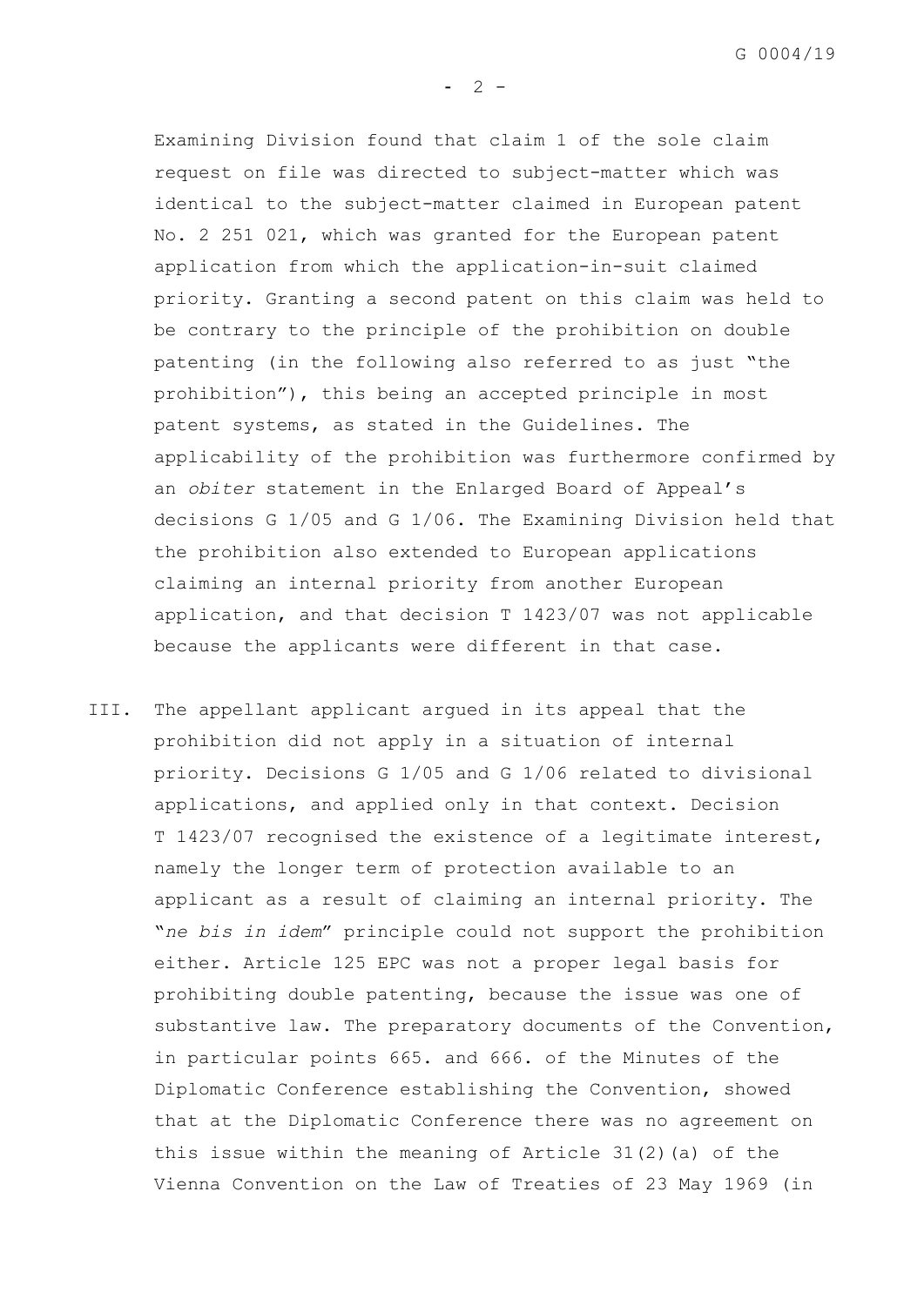Examining Division found that claim 1 of the sole claim request on file was directed to subject-matter which was identical to the subject-matter claimed in European patent No. 2 251 021, which was granted for the European patent application from which the application-in-suit claimed priority. Granting a second patent on this claim was held to be contrary to the principle of the prohibition on double patenting (in the following also referred to as just "the prohibition"), this being an accepted principle in most patent systems, as stated in the Guidelines. The applicability of the prohibition was furthermore confirmed by an *obiter* statement in the Enlarged Board of Appeal's decisions G 1/05 and G 1/06. The Examining Division held that the prohibition also extended to European applications claiming an internal priority from another European application, and that decision T 1423/07 was not applicable because the applicants were different in that case.

III. The appellant applicant argued in its appeal that the prohibition did not apply in a situation of internal priority. Decisions G 1/05 and G 1/06 related to divisional applications, and applied only in that context. Decision T 1423/07 recognised the existence of a legitimate interest, namely the longer term of protection available to an applicant as a result of claiming an internal priority. The "*ne bis in idem*" principle could not support the prohibition either. Article 125 EPC was not a proper legal basis for prohibiting double patenting, because the issue was one of substantive law. The preparatory documents of the Convention, in particular points 665. and 666. of the Minutes of the Diplomatic Conference establishing the Convention, showed that at the Diplomatic Conference there was no agreement on this issue within the meaning of Article 31(2)(a) of the Vienna Convention on the Law of Treaties of 23 May 1969 (in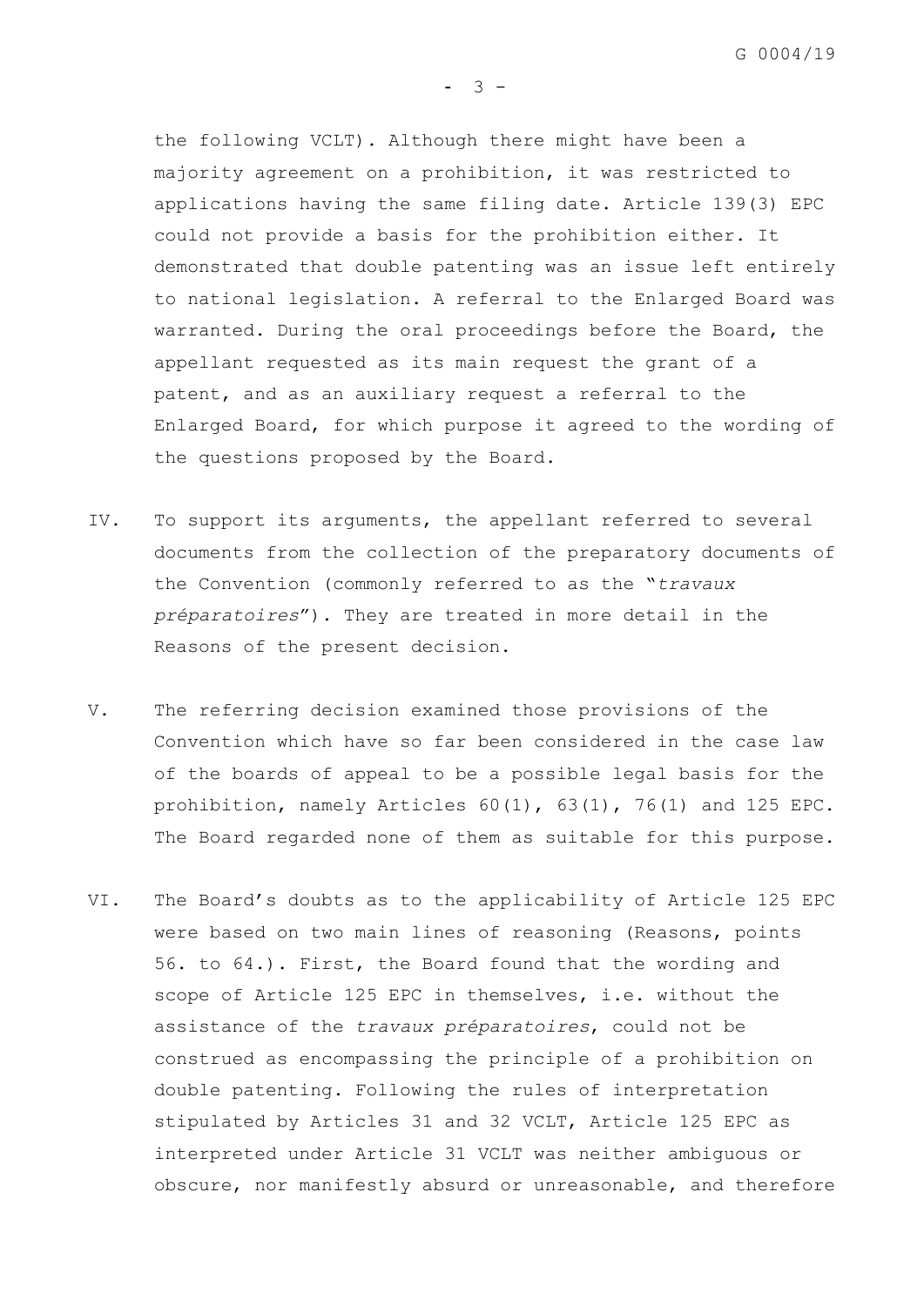the following VCLT). Although there might have been a majority agreement on a prohibition, it was restricted to applications having the same filing date. Article 139(3) EPC could not provide a basis for the prohibition either. It demonstrated that double patenting was an issue left entirely to national legislation. A referral to the Enlarged Board was warranted. During the oral proceedings before the Board, the appellant requested as its main request the grant of a patent, and as an auxiliary request a referral to the Enlarged Board, for which purpose it agreed to the wording of the questions proposed by the Board.

IV. To support its arguments, the appellant referred to several documents from the collection of the preparatory documents of the Convention (commonly referred to as the "*travaux préparatoires*"). They are treated in more detail in the Reasons of the present decision.

V. The referring decision examined those provisions of the Convention which have so far been considered in the case law of the boards of appeal to be a possible legal basis for the prohibition, namely Articles 60(1), 63(1), 76(1) and 125 EPC. The Board regarded none of them as suitable for this purpose.

VI. The Board's doubts as to the applicability of Article 125 EPC were based on two main lines of reasoning (Reasons, points 56. to 64.). First, the Board found that the wording and scope of Article 125 EPC in themselves, i.e. without the assistance of the *travaux préparatoires*, could not be construed as encompassing the principle of a prohibition on double patenting. Following the rules of interpretation stipulated by Articles 31 and 32 VCLT, Article 125 EPC as interpreted under Article 31 VCLT was neither ambiguous or obscure, nor manifestly absurd or unreasonable, and therefore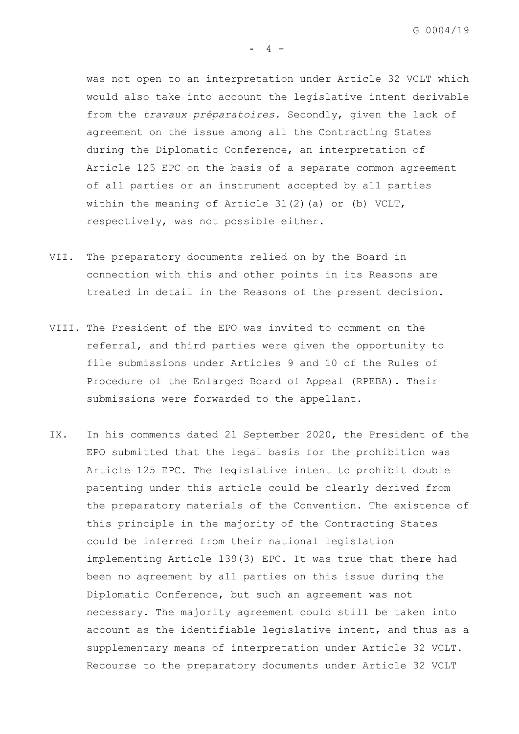was not open to an interpretation under Article 32 VCLT which would also take into account the legislative intent derivable from the *travaux préparatoires*. Secondly, given the lack of agreement on the issue among all the Contracting States during the Diplomatic Conference, an interpretation of Article 125 EPC on the basis of a separate common agreement of all parties or an instrument accepted by all parties within the meaning of Article 31(2)(a) or (b) VCLT, respectively, was not possible either.

VII. The preparatory documents relied on by the Board in connection with this and other points in its Reasons are treated in detail in the Reasons of the present decision.

VIII. The President of the EPO was invited to comment on the referral, and third parties were given the opportunity to file submissions under Articles 9 and 10 of the Rules of Procedure of the Enlarged Board of Appeal (RPEBA). Their submissions were forwarded to the appellant.

IX. In his comments dated 21 September 2020, the President of the EPO submitted that the legal basis for the prohibition was Article 125 EPC. The legislative intent to prohibit double patenting under this article could be clearly derived from the preparatory materials of the Convention. The existence of this principle in the majority of the Contracting States could be inferred from their national legislation implementing Article 139(3) EPC. It was true that there had been no agreement by all parties on this issue during the Diplomatic Conference, but such an agreement was not necessary. The majority agreement could still be taken into account as the identifiable legislative intent, and thus as a supplementary means of interpretation under Article 32 VCLT. Recourse to the preparatory documents under Article 32 VCLT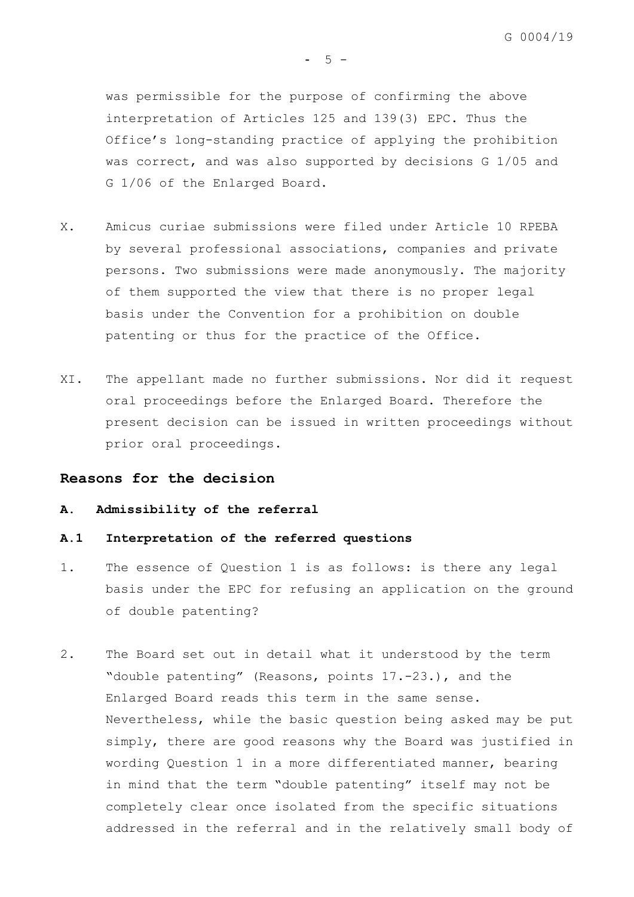was permissible for the purpose of confirming the above interpretation of Articles 125 and 139(3) EPC. Thus the Office's long-standing practice of applying the prohibition was correct, and was also supported by decisions G 1/05 and G 1/06 of the Enlarged Board.

X. Amicus curiae submissions were filed under Article 10 RPEBA by several professional associations, companies and private persons. Two submissions were made anonymously. The majority of them supported the view that there is no proper legal basis under the Convention for a prohibition on double patenting or thus for the practice of the Office.

XI. The appellant made no further submissions. Nor did it request oral proceedings before the Enlarged Board. Therefore the present decision can be issued in written proceedings without prior oral proceedings.

## Reasons for the decision

### A. Admissibility of the referral

### A.1 Interpretation of the referred questions

1. The essence of Question 1 is as follows: is there any legal basis under the EPC for refusing an application on the ground of double patenting?

2. The Board set out in detail what it understood by the term "double patenting" (Reasons, points 17.-23.), and the Enlarged Board reads this term in the same sense. Nevertheless, while the basic question being asked may be put simply, there are good reasons why the Board was justified in wording Question 1 in a more differentiated manner, bearing in mind that the term "double patenting" itself may not be completely clear once isolated from the specific situations addressed in the referral and in the relatively small body of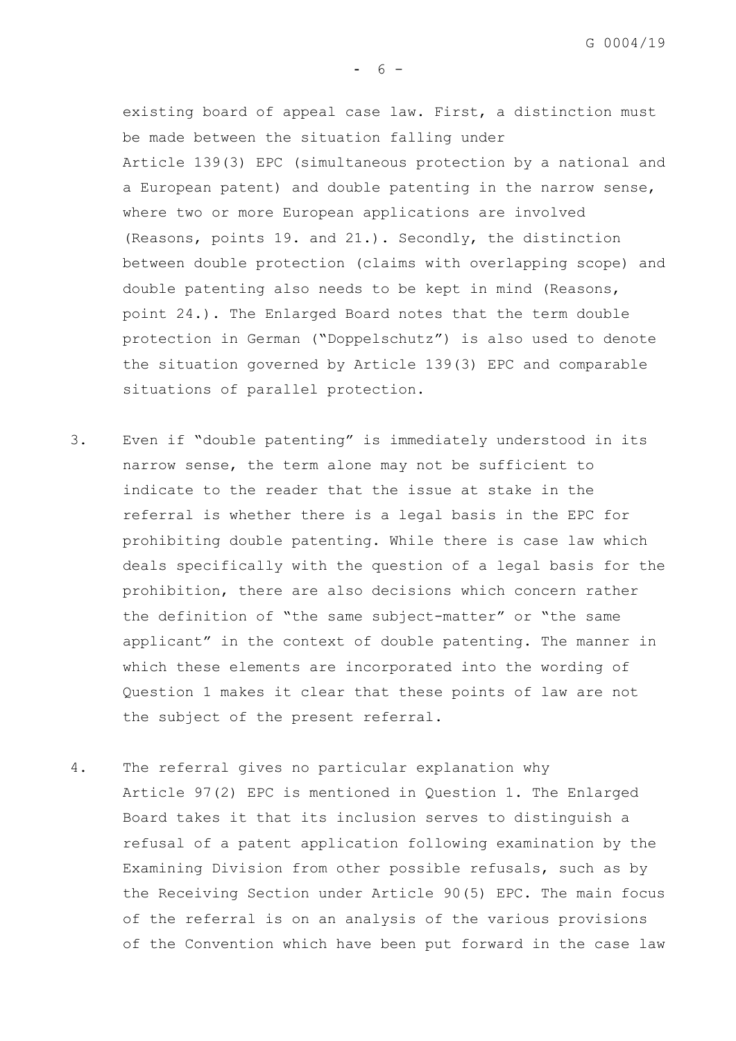existing board of appeal case law. First, a distinction must be made between the situation falling under Article 139(3) EPC (simultaneous protection by a national and a European patent) and double patenting in the narrow sense, where two or more European applications are involved (Reasons, points 19. and 21.). Secondly, the distinction between double protection (claims with overlapping scope) and double patenting also needs to be kept in mind (Reasons, point 24.). The Enlarged Board notes that the term double protection in German ("Doppelschutz") is also used to denote the situation governed by Article 139(3) EPC and comparable situations of parallel protection.

3. Even if "double patenting" is immediately understood in its narrow sense, the term alone may not be sufficient to indicate to the reader that the issue at stake in the referral is whether there is a legal basis in the EPC for prohibiting double patenting. While there is case law which deals specifically with the question of a legal basis for the prohibition, there are also decisions which concern rather the definition of "the same subject-matter" or "the same applicant" in the context of double patenting. The manner in which these elements are incorporated into the wording of Question 1 makes it clear that these points of law are not the subject of the present referral.

4. The referral gives no particular explanation why Article 97(2) EPC is mentioned in Question 1. The Enlarged Board takes it that its inclusion serves to distinguish a refusal of a patent application following examination by the Examining Division from other possible refusals, such as by the Receiving Section under Article 90(5) EPC. The main focus of the referral is on an analysis of the various provisions of the Convention which have been put forward in the case law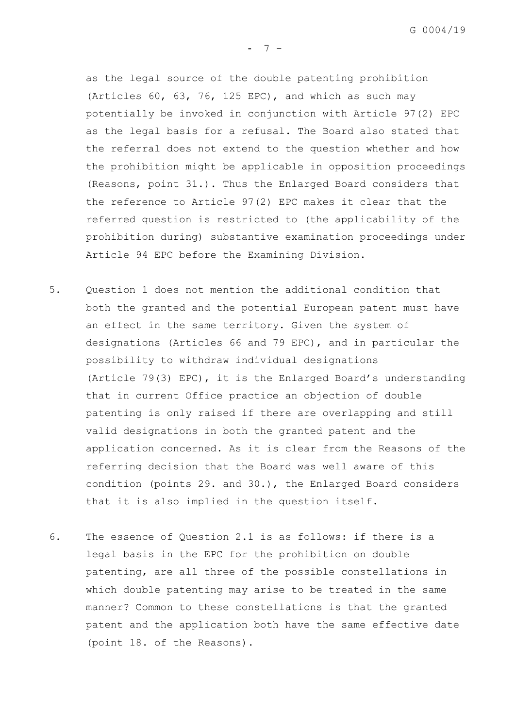as the legal source of the double patenting prohibition (Articles 60, 63, 76, 125 EPC), and which as such may potentially be invoked in conjunction with Article 97(2) EPC as the legal basis for a refusal. The Board also stated that the referral does not extend to the question whether and how the prohibition might be applicable in opposition proceedings (Reasons, point 31.). Thus the Enlarged Board considers that the reference to Article 97(2) EPC makes it clear that the referred question is restricted to (the applicability of the prohibition during) substantive examination proceedings under Article 94 EPC before the Examining Division.

5. Question 1 does not mention the additional condition that both the granted and the potential European patent must have an effect in the same territory. Given the system of designations (Articles 66 and 79 EPC), and in particular the possibility to withdraw individual designations (Article 79(3) EPC), it is the Enlarged Board's understanding that in current Office practice an objection of double patenting is only raised if there are overlapping and still valid designations in both the granted patent and the application concerned. As it is clear from the Reasons of the referring decision that the Board was well aware of this condition (points 29. and 30.), the Enlarged Board considers that it is also implied in the question itself.

6. The essence of Question 2.1 is as follows: if there is a legal basis in the EPC for the prohibition on double patenting, are all three of the possible constellations in which double patenting may arise to be treated in the same manner? Common to these constellations is that the granted patent and the application both have the same effective date (point 18. of the Reasons).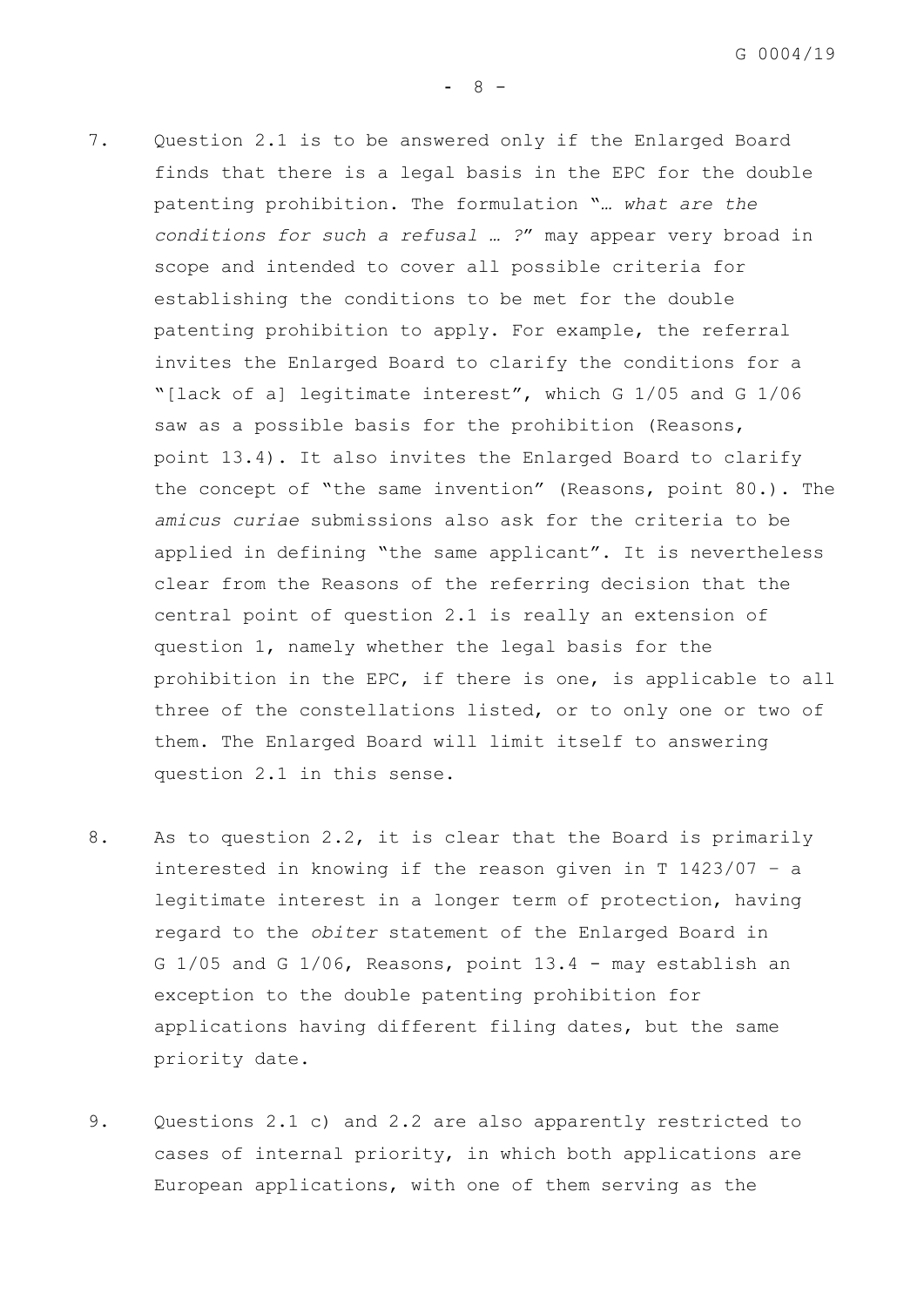7. Question 2.1 is to be answered only if the Enlarged Board finds that there is a legal basis in the EPC for the double patenting prohibition. The formulation "*… what are the conditions for such a refusal … ?*" may appear very broad in scope and intended to cover all possible criteria for establishing the conditions to be met for the double patenting prohibition to apply. For example, the referral invites the Enlarged Board to clarify the conditions for a "[lack of a] legitimate interest", which G 1/05 and G 1/06 saw as a possible basis for the prohibition (Reasons, point 13.4). It also invites the Enlarged Board to clarify the concept of "the same invention" (Reasons, point 80.). The *amicus curiae* submissions also ask for the criteria to be applied in defining "the same applicant". It is nevertheless clear from the Reasons of the referring decision that the central point of question 2.1 is really an extension of question 1, namely whether the legal basis for the prohibition in the EPC, if there is one, is applicable to all three of the constellations listed, or to only one or two of them. The Enlarged Board will limit itself to answering question 2.1 in this sense.

8. As to question 2.2, it is clear that the Board is primarily interested in knowing if the reason given in T 1423/07 – a legitimate interest in a longer term of protection, having regard to the *obiter* statement of the Enlarged Board in G 1/05 and G 1/06, Reasons, point 13.4 - may establish an exception to the double patenting prohibition for applications having different filing dates, but the same priority date.

9. Questions 2.1 c) and 2.2 are also apparently restricted to cases of internal priority, in which both applications are European applications, with one of them serving as the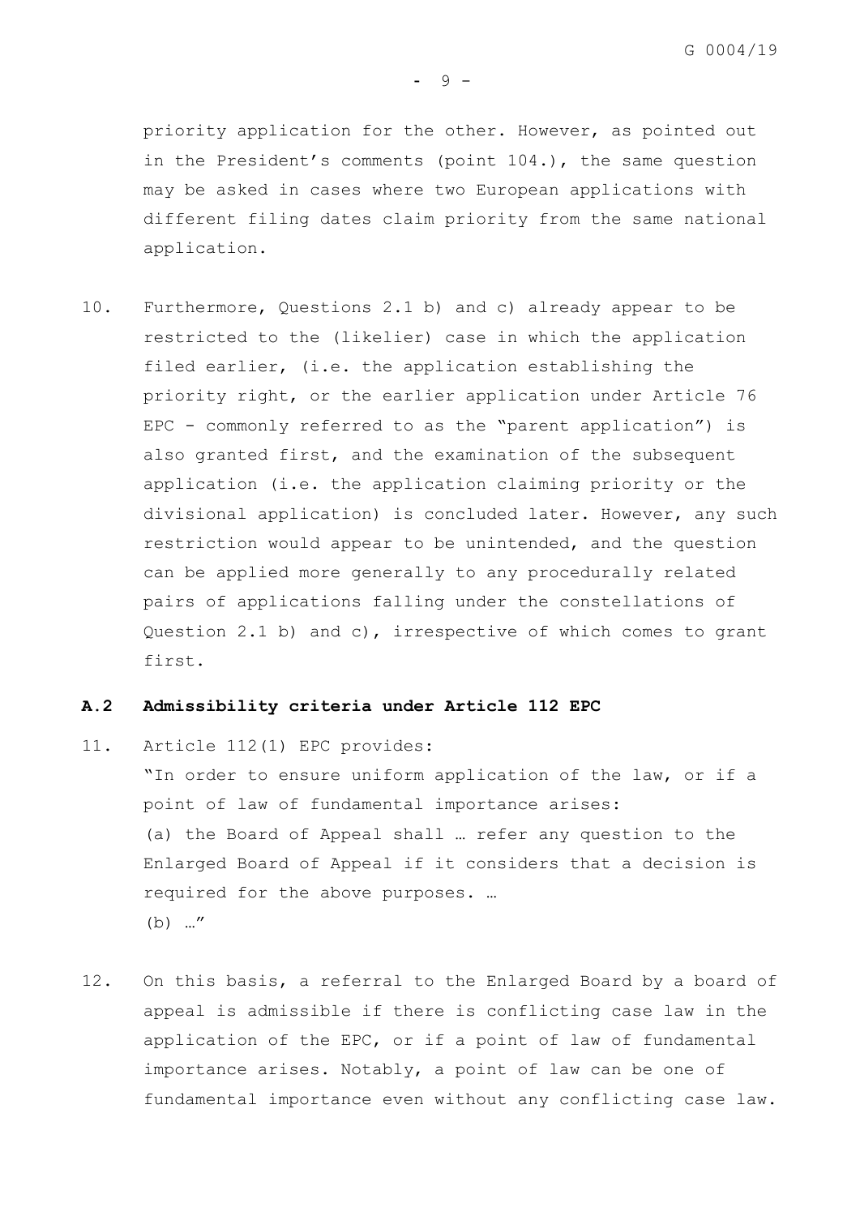priority application for the other. However, as pointed out in the President's comments (point 104.), the same question may be asked in cases where two European applications with different filing dates claim priority from the same national application.

10. Furthermore, Questions 2.1 b) and c) already appear to be restricted to the (likelier) case in which the application filed earlier, (i.e. the application establishing the priority right, or the earlier application under Article 76 EPC - commonly referred to as the "parent application") is also granted first, and the examination of the subsequent application (i.e. the application claiming priority or the divisional application) is concluded later. However, any such restriction would appear to be unintended, and the question can be applied more generally to any procedurally related pairs of applications falling under the constellations of Question 2.1 b) and c), irrespective of which comes to grant first.

## A.2 Admissibility criteria under Article 112 EPC

11. Article 112(1) EPC provides:
"In order to ensure uniform application of the law, or if a point of law of fundamental importance arises:
(a) the Board of Appeal shall … refer any question to the Enlarged Board of Appeal if it considers that a decision is required for the above purposes. …
(b) …"

12. On this basis, a referral to the Enlarged Board by a board of appeal is admissible if there is conflicting case law in the application of the EPC, or if a point of law of fundamental importance arises. Notably, a point of law can be one of fundamental importance even without any conflicting case law.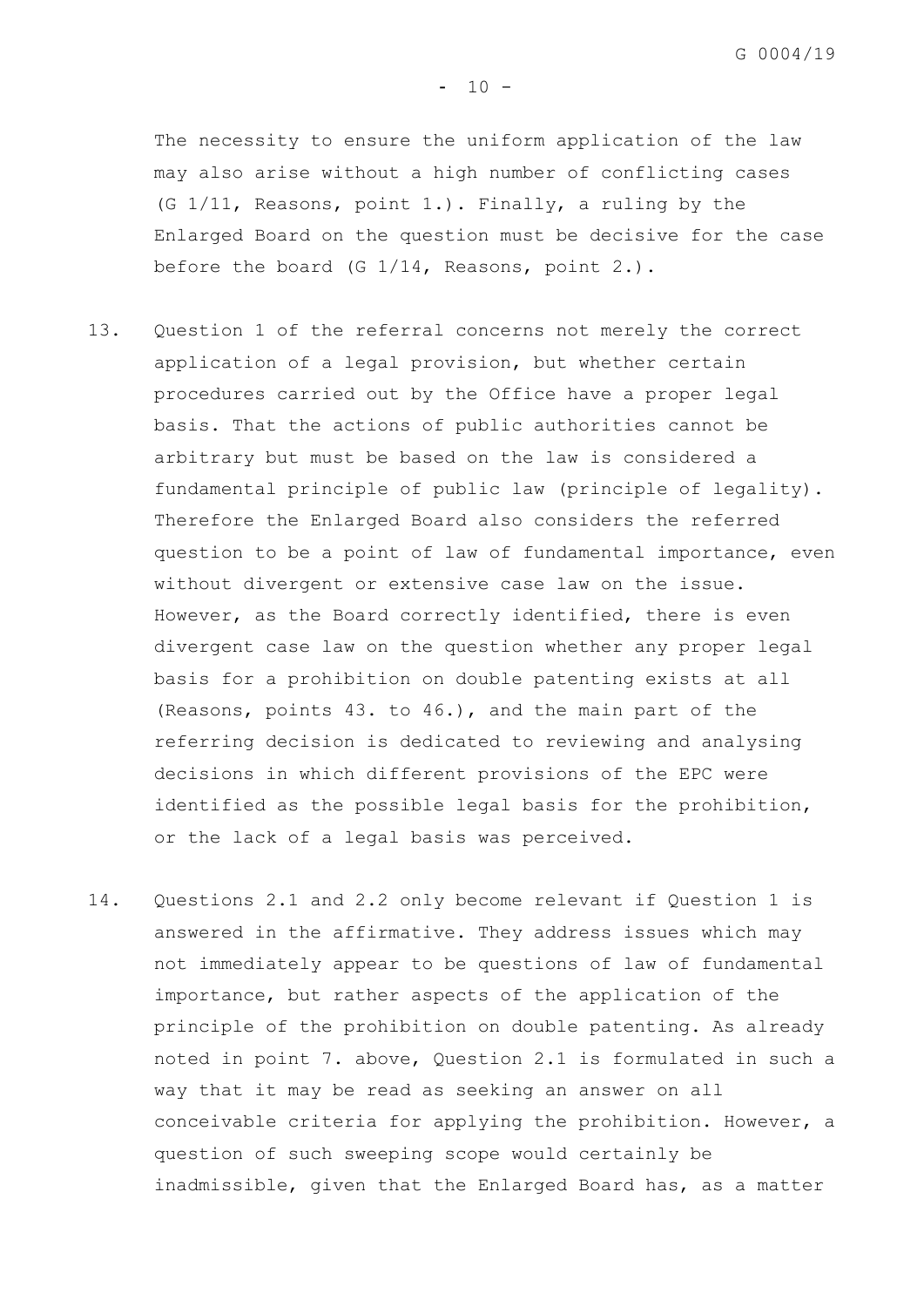The necessity to ensure the uniform application of the law may also arise without a high number of conflicting cases (G 1/11, Reasons, point 1.). Finally, a ruling by the Enlarged Board on the question must be decisive for the case before the board (G 1/14, Reasons, point 2.).

13. Question 1 of the referral concerns not merely the correct application of a legal provision, but whether certain procedures carried out by the Office have a proper legal basis. That the actions of public authorities cannot be arbitrary but must be based on the law is considered a fundamental principle of public law (principle of legality). Therefore the Enlarged Board also considers the referred question to be a point of law of fundamental importance, even without divergent or extensive case law on the issue. However, as the Board correctly identified, there is even divergent case law on the question whether any proper legal basis for a prohibition on double patenting exists at all (Reasons, points 43. to 46.), and the main part of the referring decision is dedicated to reviewing and analysing decisions in which different provisions of the EPC were identified as the possible legal basis for the prohibition, or the lack of a legal basis was perceived.

14. Questions 2.1 and 2.2 only become relevant if Question 1 is answered in the affirmative. They address issues which may not immediately appear to be questions of law of fundamental importance, but rather aspects of the application of the principle of the prohibition on double patenting. As already noted in point 7. above, Question 2.1 is formulated in such a way that it may be read as seeking an answer on all conceivable criteria for applying the prohibition. However, a question of such sweeping scope would certainly be inadmissible, given that the Enlarged Board has, as a matter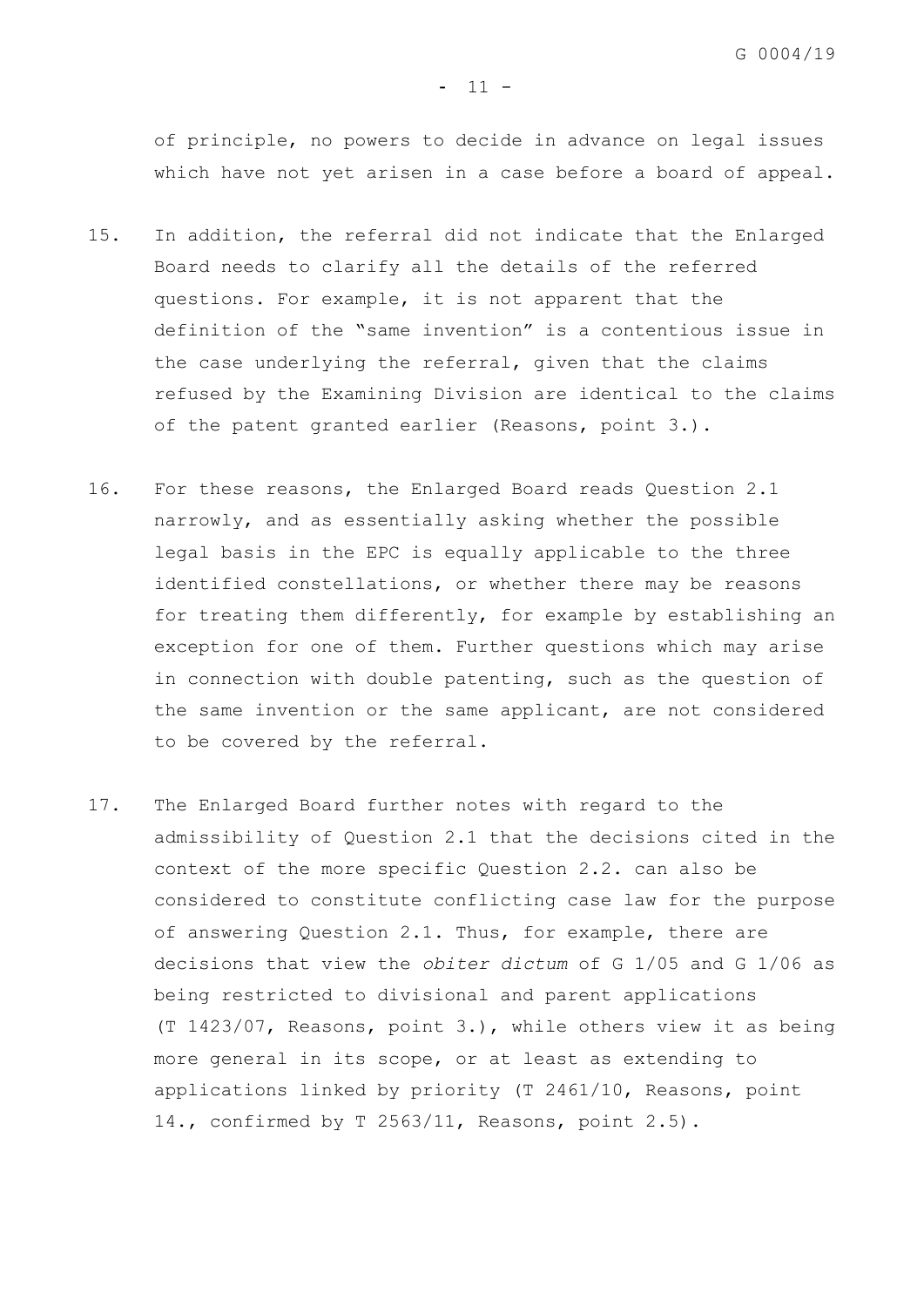of principle, no powers to decide in advance on legal issues which have not yet arisen in a case before a board of appeal.

15. In addition, the referral did not indicate that the Enlarged Board needs to clarify all the details of the referred questions. For example, it is not apparent that the definition of the "same invention" is a contentious issue in the case underlying the referral, given that the claims refused by the Examining Division are identical to the claims of the patent granted earlier (Reasons, point 3.).

16. For these reasons, the Enlarged Board reads Question 2.1 narrowly, and as essentially asking whether the possible legal basis in the EPC is equally applicable to the three identified constellations, or whether there may be reasons for treating them differently, for example by establishing an exception for one of them. Further questions which may arise in connection with double patenting, such as the question of the same invention or the same applicant, are not considered to be covered by the referral.

17. The Enlarged Board further notes with regard to the admissibility of Question 2.1 that the decisions cited in the context of the more specific Question 2.2. can also be considered to constitute conflicting case law for the purpose of answering Question 2.1. Thus, for example, there are decisions that view the *obiter dictum* of G 1/05 and G 1/06 as being restricted to divisional and parent applications (T 1423/07, Reasons, point 3.), while others view it as being more general in its scope, or at least as extending to applications linked by priority (T 2461/10, Reasons, point 14., confirmed by T 2563/11, Reasons, point 2.5).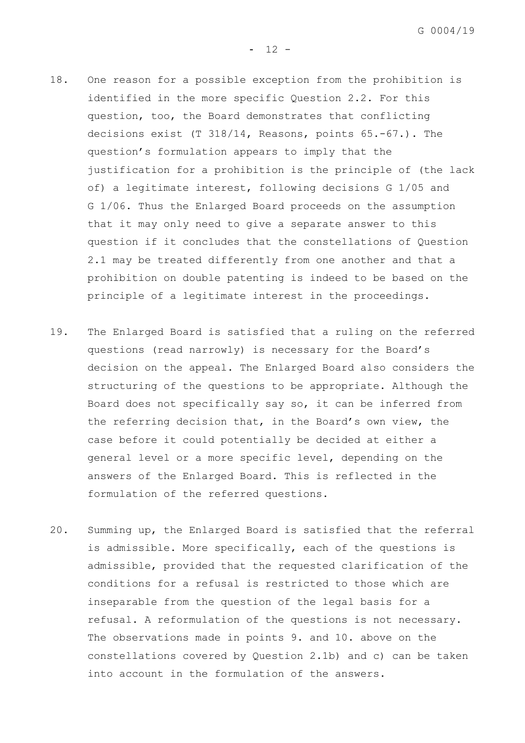18. One reason for a possible exception from the prohibition is identified in the more specific Question 2.2. For this question, too, the Board demonstrates that conflicting decisions exist (T 318/14, Reasons, points 65.-67.). The question's formulation appears to imply that the justification for a prohibition is the principle of (the lack of) a legitimate interest, following decisions G 1/05 and G 1/06. Thus the Enlarged Board proceeds on the assumption that it may only need to give a separate answer to this question if it concludes that the constellations of Question 2.1 may be treated differently from one another and that a prohibition on double patenting is indeed to be based on the principle of a legitimate interest in the proceedings.

19. The Enlarged Board is satisfied that a ruling on the referred questions (read narrowly) is necessary for the Board's decision on the appeal. The Enlarged Board also considers the structuring of the questions to be appropriate. Although the Board does not specifically say so, it can be inferred from the referring decision that, in the Board's own view, the case before it could potentially be decided at either a general level or a more specific level, depending on the answers of the Enlarged Board. This is reflected in the formulation of the referred questions.

20. Summing up, the Enlarged Board is satisfied that the referral is admissible. More specifically, each of the questions is admissible, provided that the requested clarification of the conditions for a refusal is restricted to those which are inseparable from the question of the legal basis for a refusal. A reformulation of the questions is not necessary. The observations made in points 9. and 10. above on the constellations covered by Question 2.1b) and c) can be taken into account in the formulation of the answers.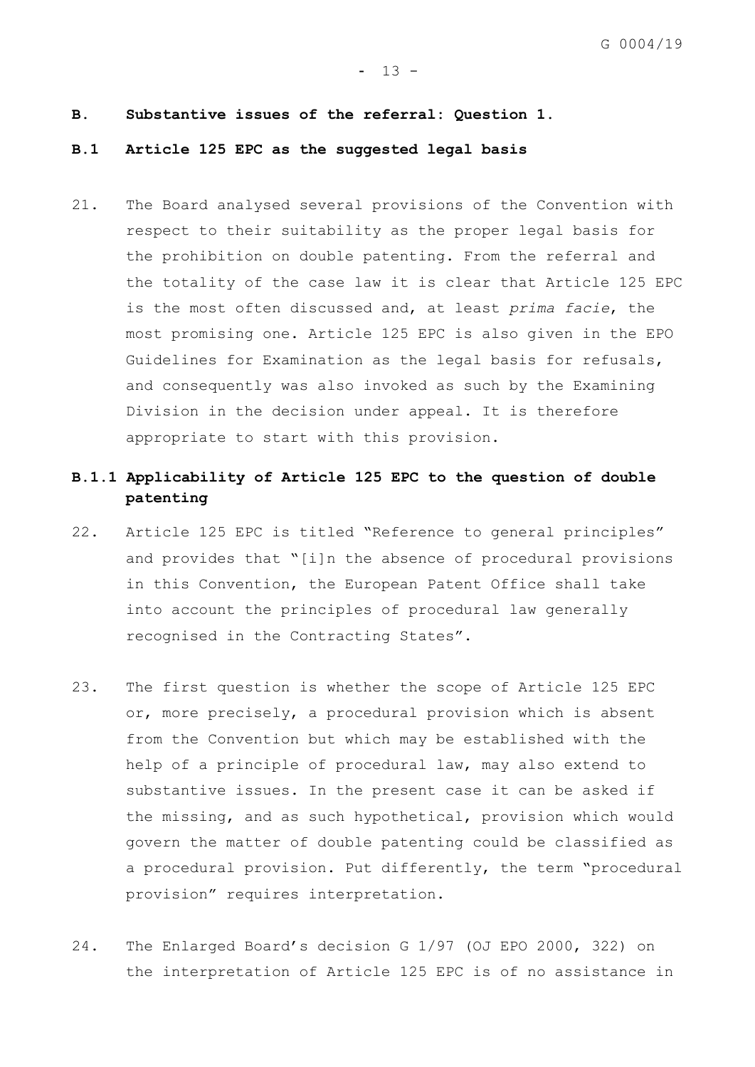## B. Substantive issues of the referral: Question 1.

### B.1 Article 125 EPC as the suggested legal basis

21. The Board analysed several provisions of the Convention with respect to their suitability as the proper legal basis for the prohibition on double patenting. From the referral and the totality of the case law it is clear that Article 125 EPC is the most often discussed and, at least *prima facie*, the most promising one. Article 125 EPC is also given in the EPO Guidelines for Examination as the legal basis for refusals, and consequently was also invoked as such by the Examining Division in the decision under appeal. It is therefore appropriate to start with this provision.

#### B.1.1 Applicability of Article 125 EPC to the question of double patenting

22. Article 125 EPC is titled "Reference to general principles" and provides that "[i]n the absence of procedural provisions in this Convention, the European Patent Office shall take into account the principles of procedural law generally recognised in the Contracting States".

23. The first question is whether the scope of Article 125 EPC or, more precisely, a procedural provision which is absent from the Convention but which may be established with the help of a principle of procedural law, may also extend to substantive issues. In the present case it can be asked if the missing, and as such hypothetical, provision which would govern the matter of double patenting could be classified as a procedural provision. Put differently, the term "procedural provision" requires interpretation.

24. The Enlarged Board's decision G 1/97 (OJ EPO 2000, 322) on the interpretation of Article 125 EPC is of no assistance in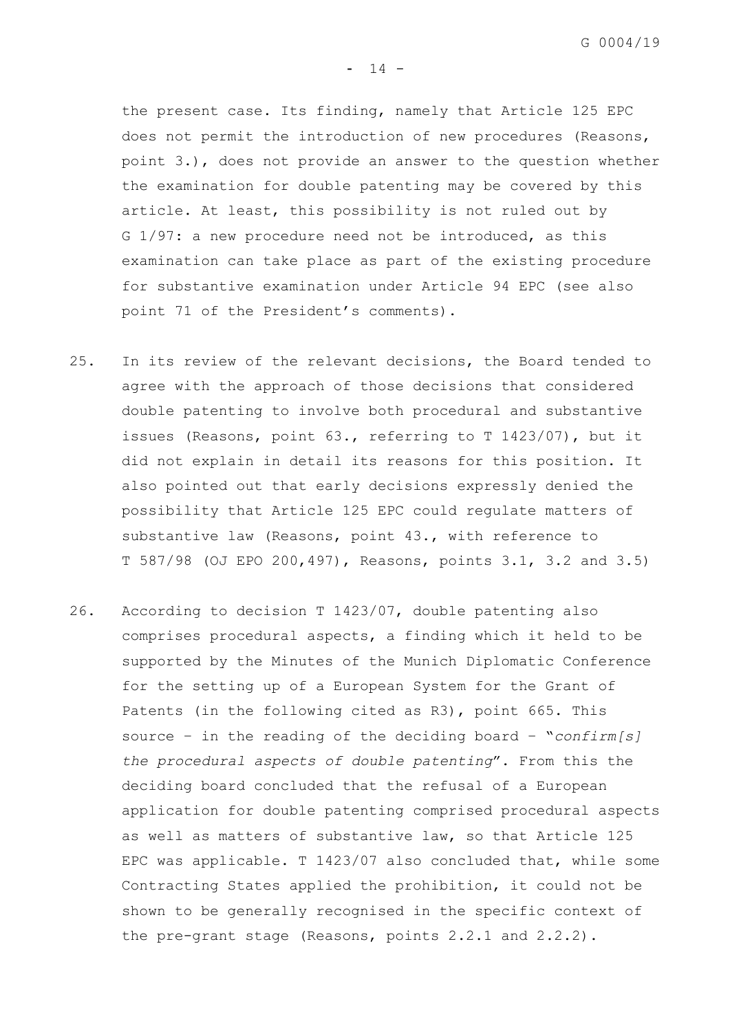the present case. Its finding, namely that Article 125 EPC does not permit the introduction of new procedures (Reasons, point 3.), does not provide an answer to the question whether the examination for double patenting may be covered by this article. At least, this possibility is not ruled out by G 1/97: a new procedure need not be introduced, as this examination can take place as part of the existing procedure for substantive examination under Article 94 EPC (see also point 71 of the President's comments).

25. In its review of the relevant decisions, the Board tended to agree with the approach of those decisions that considered double patenting to involve both procedural and substantive issues (Reasons, point 63., referring to T 1423/07), but it did not explain in detail its reasons for this position. It also pointed out that early decisions expressly denied the possibility that Article 125 EPC could regulate matters of substantive law (Reasons, point 43., with reference to T 587/98 (OJ EPO 200,497), Reasons, points 3.1, 3.2 and 3.5)

26. According to decision T 1423/07, double patenting also comprises procedural aspects, a finding which it held to be supported by the Minutes of the Munich Diplomatic Conference for the setting up of a European System for the Grant of Patents (in the following cited as R3), point 665. This source – in the reading of the deciding board – "*confirm[s] the procedural aspects of double patenting*". From this the deciding board concluded that the refusal of a European application for double patenting comprised procedural aspects as well as matters of substantive law, so that Article 125 EPC was applicable. T 1423/07 also concluded that, while some Contracting States applied the prohibition, it could not be shown to be generally recognised in the specific context of the pre-grant stage (Reasons, points 2.2.1 and 2.2.2).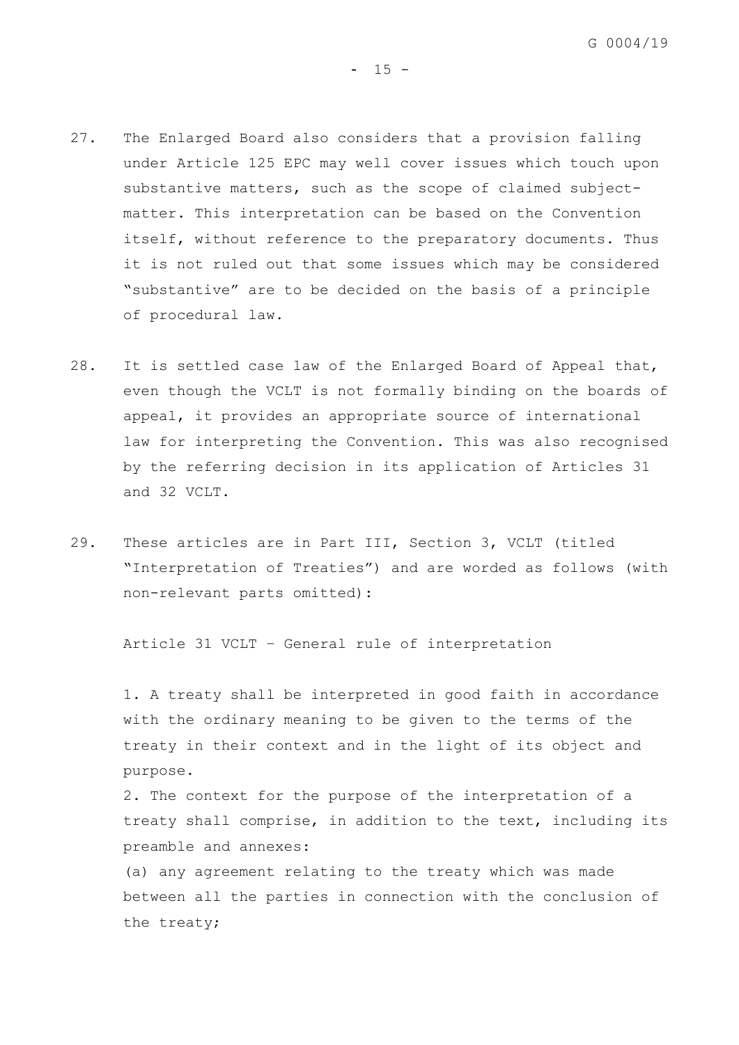27. The Enlarged Board also considers that a provision falling under Article 125 EPC may well cover issues which touch upon substantive matters, such as the scope of claimed subject-matter. This interpretation can be based on the Convention itself, without reference to the preparatory documents. Thus it is not ruled out that some issues which may be considered "substantive" are to be decided on the basis of a principle of procedural law.

28. It is settled case law of the Enlarged Board of Appeal that, even though the VCLT is not formally binding on the boards of appeal, it provides an appropriate source of international law for interpreting the Convention. This was also recognised by the referring decision in its application of Articles 31 and 32 VCLT.

29. These articles are in Part III, Section 3, VCLT (titled "Interpretation of Treaties") and are worded as follows (with non-relevant parts omitted):

    Article 31 VCLT – General rule of interpretation

    1. A treaty shall be interpreted in good faith in accordance with the ordinary meaning to be given to the terms of the treaty in their context and in the light of its object and purpose.

    2. The context for the purpose of the interpretation of a treaty shall comprise, in addition to the text, including its preamble and annexes:

    (a) any agreement relating to the treaty which was made between all the parties in connection with the conclusion of the treaty;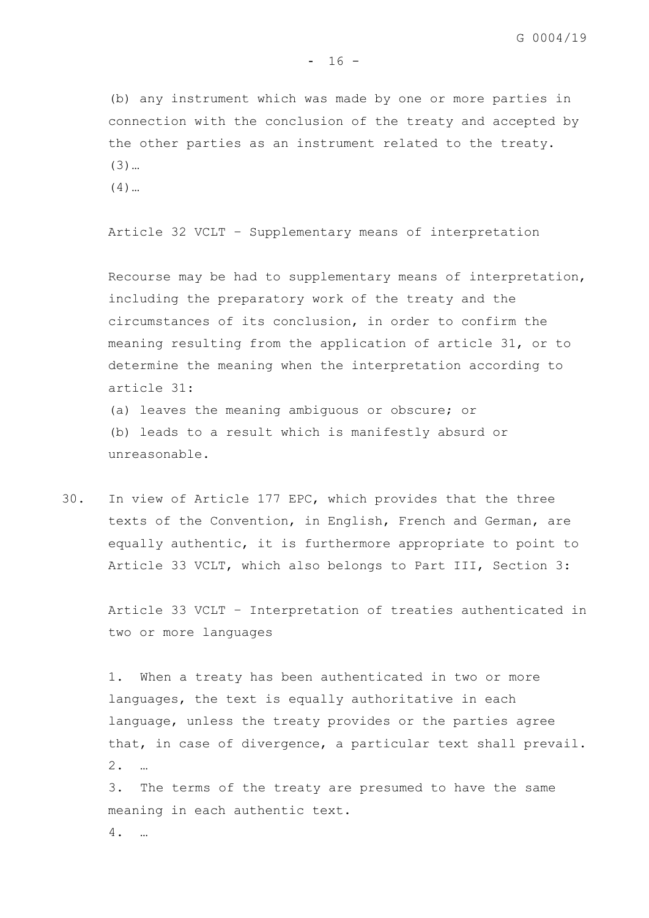(b) any instrument which was made by one or more parties in connection with the conclusion of the treaty and accepted by the other parties as an instrument related to the treaty.

(3)…

(4)…

Article 32 VCLT – Supplementary means of interpretation

Recourse may be had to supplementary means of interpretation, including the preparatory work of the treaty and the circumstances of its conclusion, in order to confirm the meaning resulting from the application of article 31, or to determine the meaning when the interpretation according to article 31:

(a) leaves the meaning ambiguous or obscure; or

(b) leads to a result which is manifestly absurd or unreasonable.

30. In view of Article 177 EPC, which provides that the three texts of the Convention, in English, French and German, are equally authentic, it is furthermore appropriate to point to Article 33 VCLT, which also belongs to Part III, Section 3:

Article 33 VCLT – Interpretation of treaties authenticated in two or more languages

1. When a treaty has been authenticated in two or more languages, the text is equally authoritative in each language, unless the treaty provides or the parties agree that, in case of divergence, a particular text shall prevail.

2. …

3. The terms of the treaty are presumed to have the same meaning in each authentic text.

4. …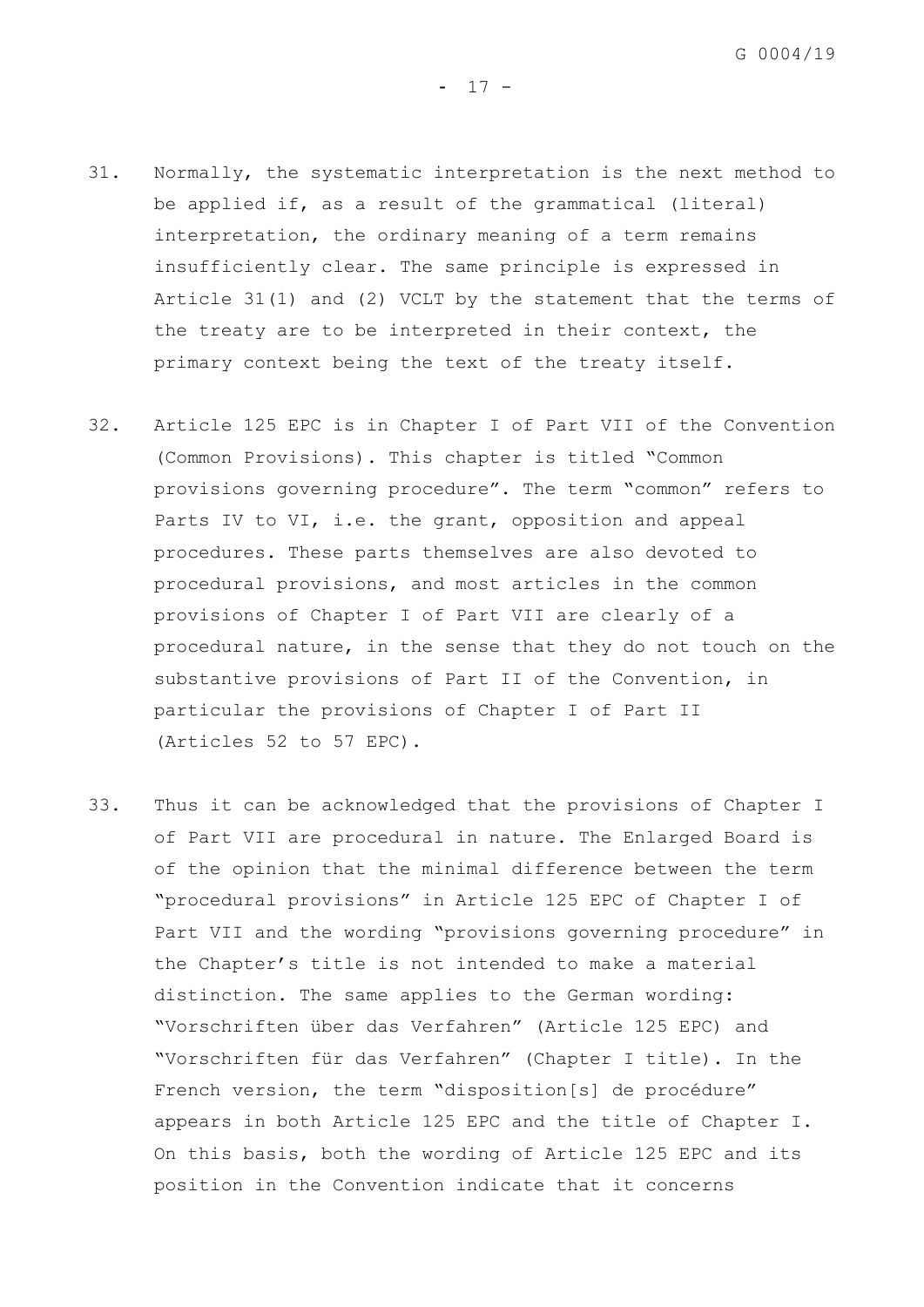31. Normally, the systematic interpretation is the next method to be applied if, as a result of the grammatical (literal) interpretation, the ordinary meaning of a term remains insufficiently clear. The same principle is expressed in Article 31(1) and (2) VCLT by the statement that the terms of the treaty are to be interpreted in their context, the primary context being the text of the treaty itself.

32. Article 125 EPC is in Chapter I of Part VII of the Convention (Common Provisions). This chapter is titled "Common provisions governing procedure". The term "common" refers to Parts IV to VI, i.e. the grant, opposition and appeal procedures. These parts themselves are also devoted to procedural provisions, and most articles in the common provisions of Chapter I of Part VII are clearly of a procedural nature, in the sense that they do not touch on the substantive provisions of Part II of the Convention, in particular the provisions of Chapter I of Part II (Articles 52 to 57 EPC).

33. Thus it can be acknowledged that the provisions of Chapter I of Part VII are procedural in nature. The Enlarged Board is of the opinion that the minimal difference between the term "procedural provisions" in Article 125 EPC of Chapter I of Part VII and the wording "provisions governing procedure" in the Chapter's title is not intended to make a material distinction. The same applies to the German wording: "Vorschriften über das Verfahren" (Article 125 EPC) and "Vorschriften für das Verfahren" (Chapter I title). In the French version, the term "disposition[s] de procédure" appears in both Article 125 EPC and the title of Chapter I. On this basis, both the wording of Article 125 EPC and its position in the Convention indicate that it concerns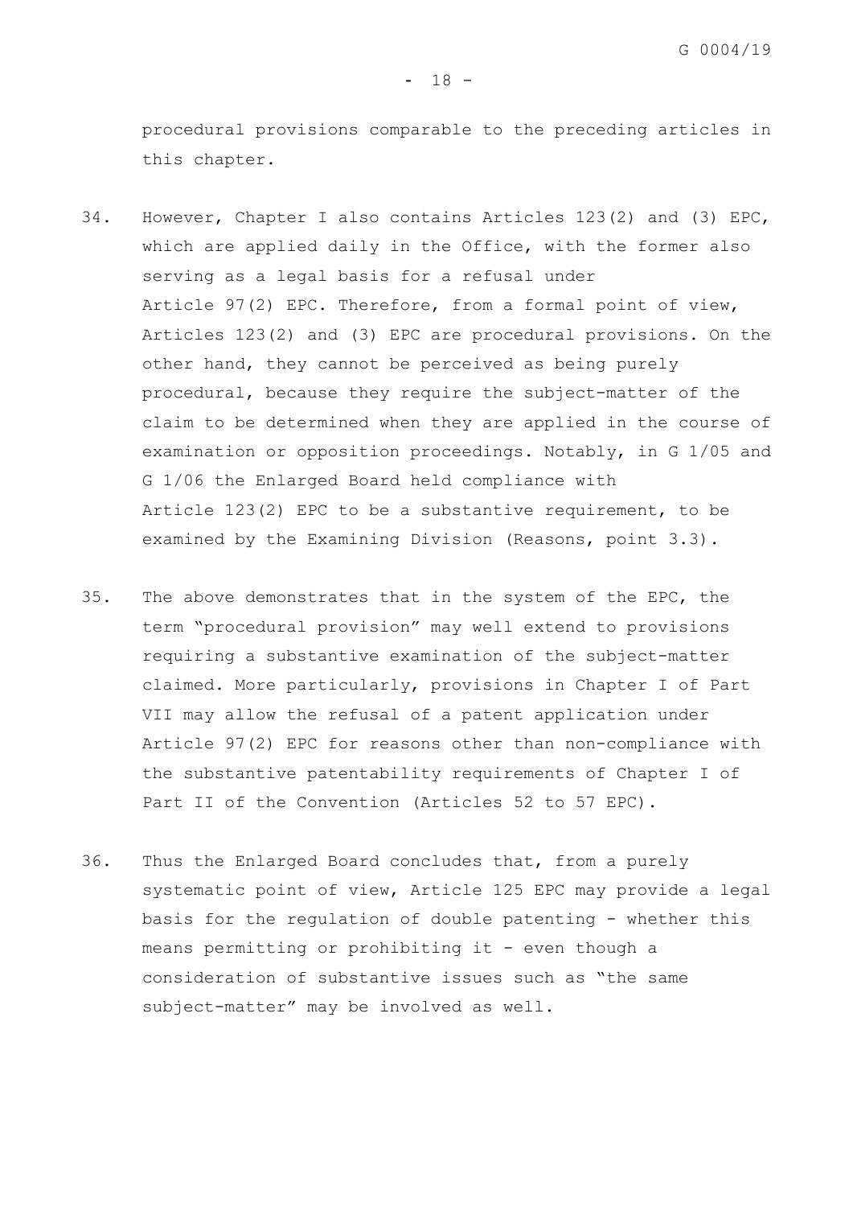procedural provisions comparable to the preceding articles in this chapter.

34. However, Chapter I also contains Articles 123(2) and (3) EPC, which are applied daily in the Office, with the former also serving as a legal basis for a refusal under Article 97(2) EPC. Therefore, from a formal point of view, Articles 123(2) and (3) EPC are procedural provisions. On the other hand, they cannot be perceived as being purely procedural, because they require the subject-matter of the claim to be determined when they are applied in the course of examination or opposition proceedings. Notably, in G 1/05 and G 1/06 the Enlarged Board held compliance with Article 123(2) EPC to be a substantive requirement, to be examined by the Examining Division (Reasons, point 3.3).

35. The above demonstrates that in the system of the EPC, the term "procedural provision" may well extend to provisions requiring a substantive examination of the subject-matter claimed. More particularly, provisions in Chapter I of Part VII may allow the refusal of a patent application under Article 97(2) EPC for reasons other than non-compliance with the substantive patentability requirements of Chapter I of Part II of the Convention (Articles 52 to 57 EPC).

36. Thus the Enlarged Board concludes that, from a purely systematic point of view, Article 125 EPC may provide a legal basis for the regulation of double patenting - whether this means permitting or prohibiting it - even though a consideration of substantive issues such as "the same subject-matter" may be involved as well.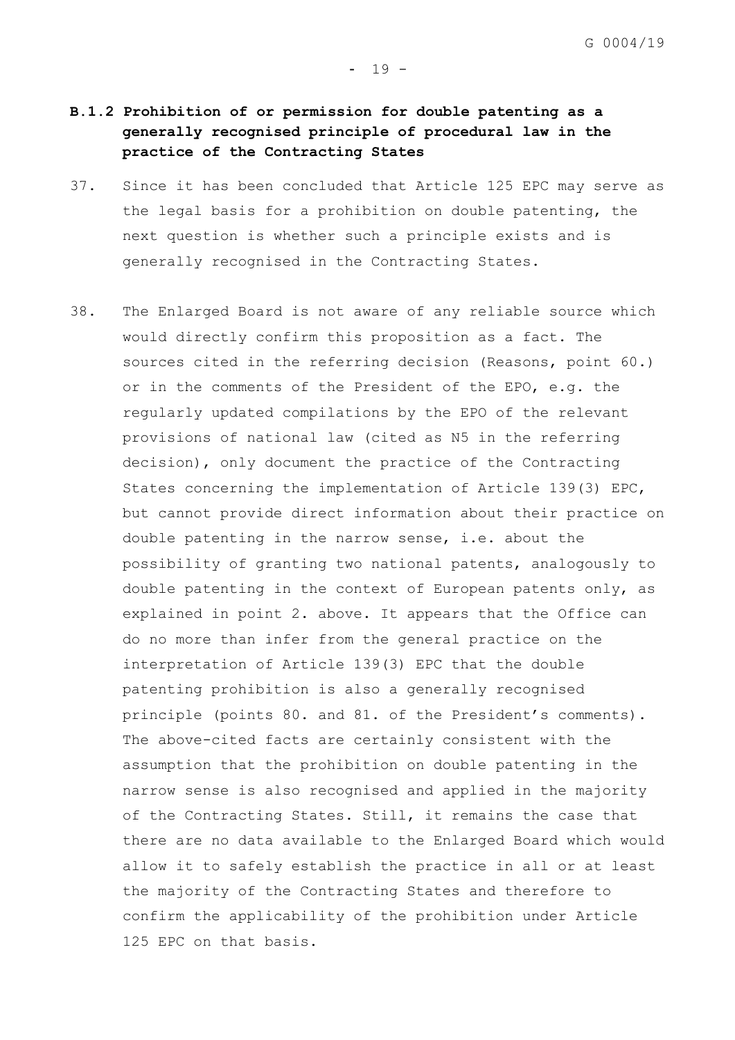### B.1.2 Prohibition of or permission for double patenting as a generally recognised principle of procedural law in the practice of the Contracting States

37. Since it has been concluded that Article 125 EPC may serve as the legal basis for a prohibition on double patenting, the next question is whether such a principle exists and is generally recognised in the Contracting States.

38. The Enlarged Board is not aware of any reliable source which would directly confirm this proposition as a fact. The sources cited in the referring decision (Reasons, point 60.) or in the comments of the President of the EPO, e.g. the regularly updated compilations by the EPO of the relevant provisions of national law (cited as N5 in the referring decision), only document the practice of the Contracting States concerning the implementation of Article 139(3) EPC, but cannot provide direct information about their practice on double patenting in the narrow sense, i.e. about the possibility of granting two national patents, analogously to double patenting in the context of European patents only, as explained in point 2. above. It appears that the Office can do no more than infer from the general practice on the interpretation of Article 139(3) EPC that the double patenting prohibition is also a generally recognised principle (points 80. and 81. of the President's comments). The above-cited facts are certainly consistent with the assumption that the prohibition on double patenting in the narrow sense is also recognised and applied in the majority of the Contracting States. Still, it remains the case that there are no data available to the Enlarged Board which would allow it to safely establish the practice in all or at least the majority of the Contracting States and therefore to confirm the applicability of the prohibition under Article 125 EPC on that basis.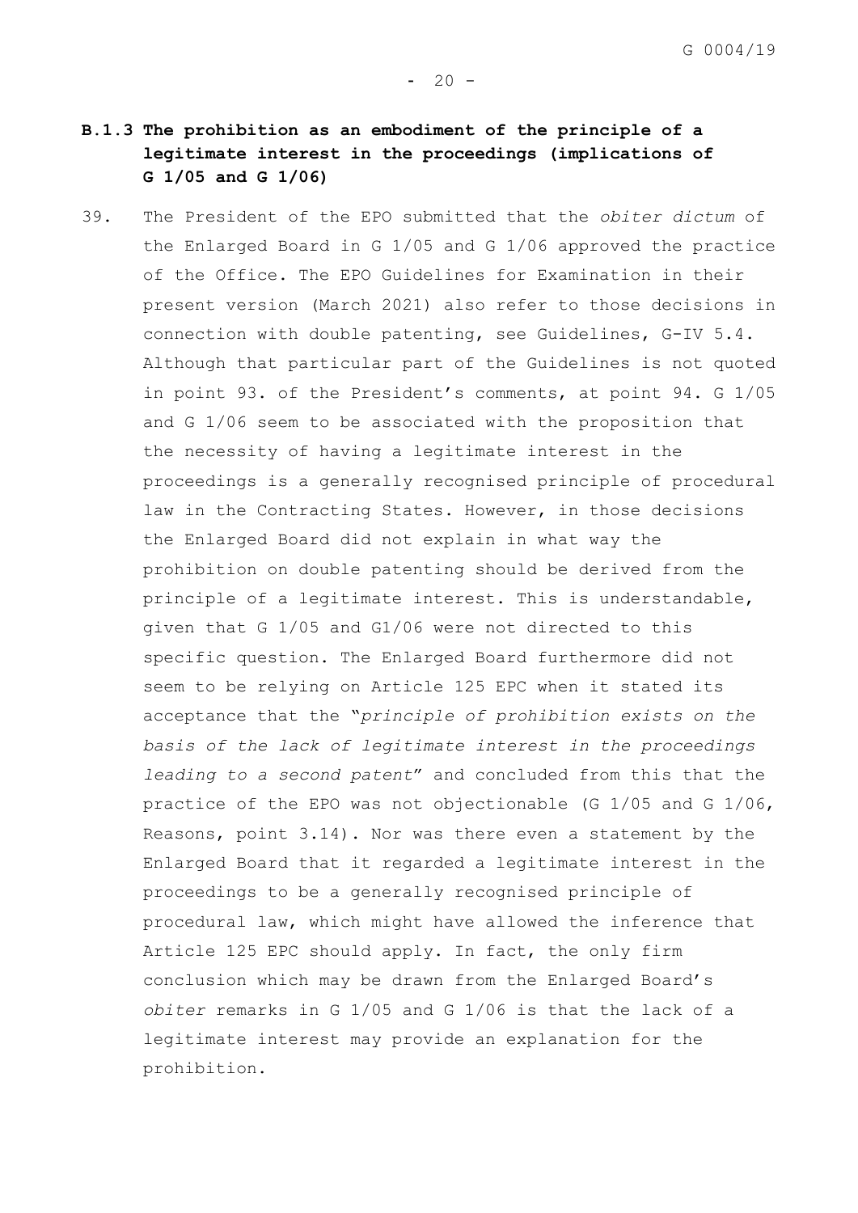### B.1.3 The prohibition as an embodiment of the principle of a legitimate interest in the proceedings (implications of G 1/05 and G 1/06)

39. The President of the EPO submitted that the *obiter dictum* of the Enlarged Board in G 1/05 and G 1/06 approved the practice of the Office. The EPO Guidelines for Examination in their present version (March 2021) also refer to those decisions in connection with double patenting, see Guidelines, G-IV 5.4. Although that particular part of the Guidelines is not quoted in point 93. of the President's comments, at point 94. G 1/05 and G 1/06 seem to be associated with the proposition that the necessity of having a legitimate interest in the proceedings is a generally recognised principle of procedural law in the Contracting States. However, in those decisions the Enlarged Board did not explain in what way the prohibition on double patenting should be derived from the principle of a legitimate interest. This is understandable, given that G 1/05 and G1/06 were not directed to this specific question. The Enlarged Board furthermore did not seem to be relying on Article 125 EPC when it stated its acceptance that the "*principle of prohibition exists on the basis of the lack of legitimate interest in the proceedings leading to a second patent*" and concluded from this that the practice of the EPO was not objectionable (G 1/05 and G 1/06, Reasons, point 3.14). Nor was there even a statement by the Enlarged Board that it regarded a legitimate interest in the proceedings to be a generally recognised principle of procedural law, which might have allowed the inference that Article 125 EPC should apply. In fact, the only firm conclusion which may be drawn from the Enlarged Board's *obiter* remarks in G 1/05 and G 1/06 is that the lack of a legitimate interest may provide an explanation for the prohibition.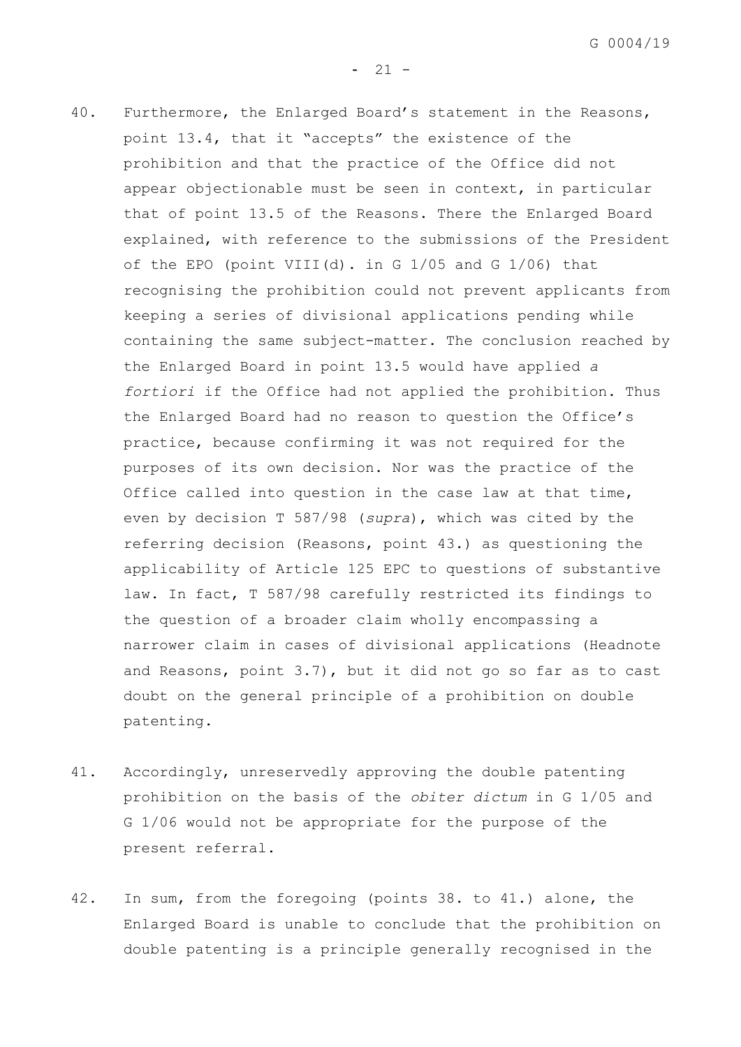40. Furthermore, the Enlarged Board's statement in the Reasons, point 13.4, that it "accepts" the existence of the prohibition and that the practice of the Office did not appear objectionable must be seen in context, in particular that of point 13.5 of the Reasons. There the Enlarged Board explained, with reference to the submissions of the President of the EPO (point VIII(d). in G 1/05 and G 1/06) that recognising the prohibition could not prevent applicants from keeping a series of divisional applications pending while containing the same subject-matter. The conclusion reached by the Enlarged Board in point 13.5 would have applied *a fortiori* if the Office had not applied the prohibition. Thus the Enlarged Board had no reason to question the Office's practice, because confirming it was not required for the purposes of its own decision. Nor was the practice of the Office called into question in the case law at that time, even by decision T 587/98 (*supra*), which was cited by the referring decision (Reasons, point 43.) as questioning the applicability of Article 125 EPC to questions of substantive law. In fact, T 587/98 carefully restricted its findings to the question of a broader claim wholly encompassing a narrower claim in cases of divisional applications (Headnote and Reasons, point 3.7), but it did not go so far as to cast doubt on the general principle of a prohibition on double patenting.

41. Accordingly, unreservedly approving the double patenting prohibition on the basis of the *obiter dictum* in G 1/05 and G 1/06 would not be appropriate for the purpose of the present referral.

42. In sum, from the foregoing (points 38. to 41.) alone, the Enlarged Board is unable to conclude that the prohibition on double patenting is a principle generally recognised in the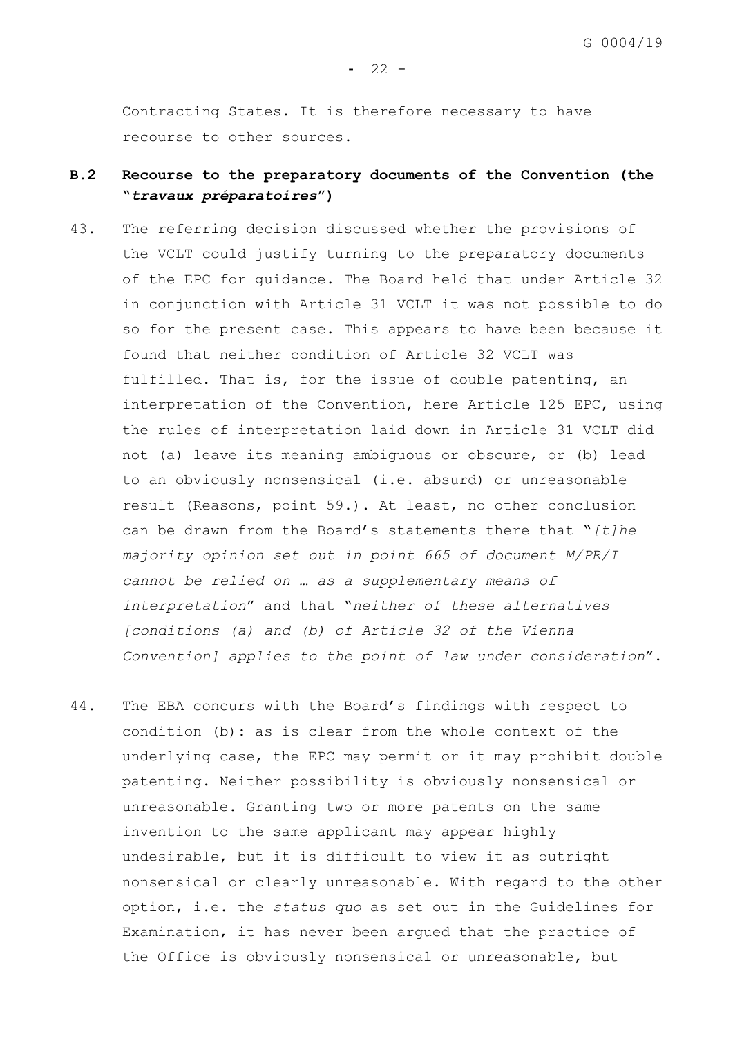Contracting States. It is therefore necessary to have recourse to other sources.

**B.2 Recourse to the preparatory documents of the Convention (the "*travaux préparatoires*")**

43. The referring decision discussed whether the provisions of the VCLT could justify turning to the preparatory documents of the EPC for guidance. The Board held that under Article 32 in conjunction with Article 31 VCLT it was not possible to do so for the present case. This appears to have been because it found that neither condition of Article 32 VCLT was fulfilled. That is, for the issue of double patenting, an interpretation of the Convention, here Article 125 EPC, using the rules of interpretation laid down in Article 31 VCLT did not (a) leave its meaning ambiguous or obscure, or (b) lead to an obviously nonsensical (i.e. absurd) or unreasonable result (Reasons, point 59.). At least, no other conclusion can be drawn from the Board's statements there that "*[t]he majority opinion set out in point 665 of document M/PR/I cannot be relied on … as a supplementary means of interpretation*" and that "*neither of these alternatives [conditions (a) and (b) of Article 32 of the Vienna Convention] applies to the point of law under consideration*".

44. The EBA concurs with the Board's findings with respect to condition (b): as is clear from the whole context of the underlying case, the EPC may permit or it may prohibit double patenting. Neither possibility is obviously nonsensical or unreasonable. Granting two or more patents on the same invention to the same applicant may appear highly undesirable, but it is difficult to view it as outright nonsensical or clearly unreasonable. With regard to the other option, i.e. the *status quo* as set out in the Guidelines for Examination, it has never been argued that the practice of the Office is obviously nonsensical or unreasonable, but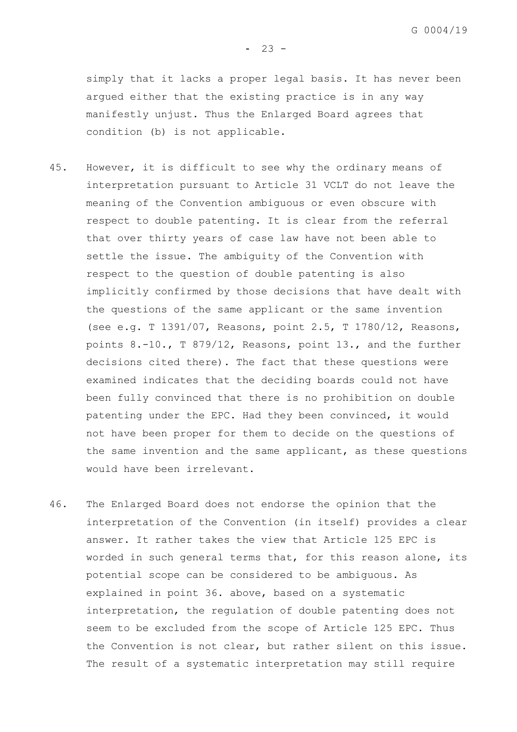simply that it lacks a proper legal basis. It has never been argued either that the existing practice is in any way manifestly unjust. Thus the Enlarged Board agrees that condition (b) is not applicable.

45. However, it is difficult to see why the ordinary means of interpretation pursuant to Article 31 VCLT do not leave the meaning of the Convention ambiguous or even obscure with respect to double patenting. It is clear from the referral that over thirty years of case law have not been able to settle the issue. The ambiguity of the Convention with respect to the question of double patenting is also implicitly confirmed by those decisions that have dealt with the questions of the same applicant or the same invention (see e.g. T 1391/07, Reasons, point 2.5, T 1780/12, Reasons, points 8.-10., T 879/12, Reasons, point 13., and the further decisions cited there). The fact that these questions were examined indicates that the deciding boards could not have been fully convinced that there is no prohibition on double patenting under the EPC. Had they been convinced, it would not have been proper for them to decide on the questions of the same invention and the same applicant, as these questions would have been irrelevant.

46. The Enlarged Board does not endorse the opinion that the interpretation of the Convention (in itself) provides a clear answer. It rather takes the view that Article 125 EPC is worded in such general terms that, for this reason alone, its potential scope can be considered to be ambiguous. As explained in point 36. above, based on a systematic interpretation, the regulation of double patenting does not seem to be excluded from the scope of Article 125 EPC. Thus the Convention is not clear, but rather silent on this issue. The result of a systematic interpretation may still require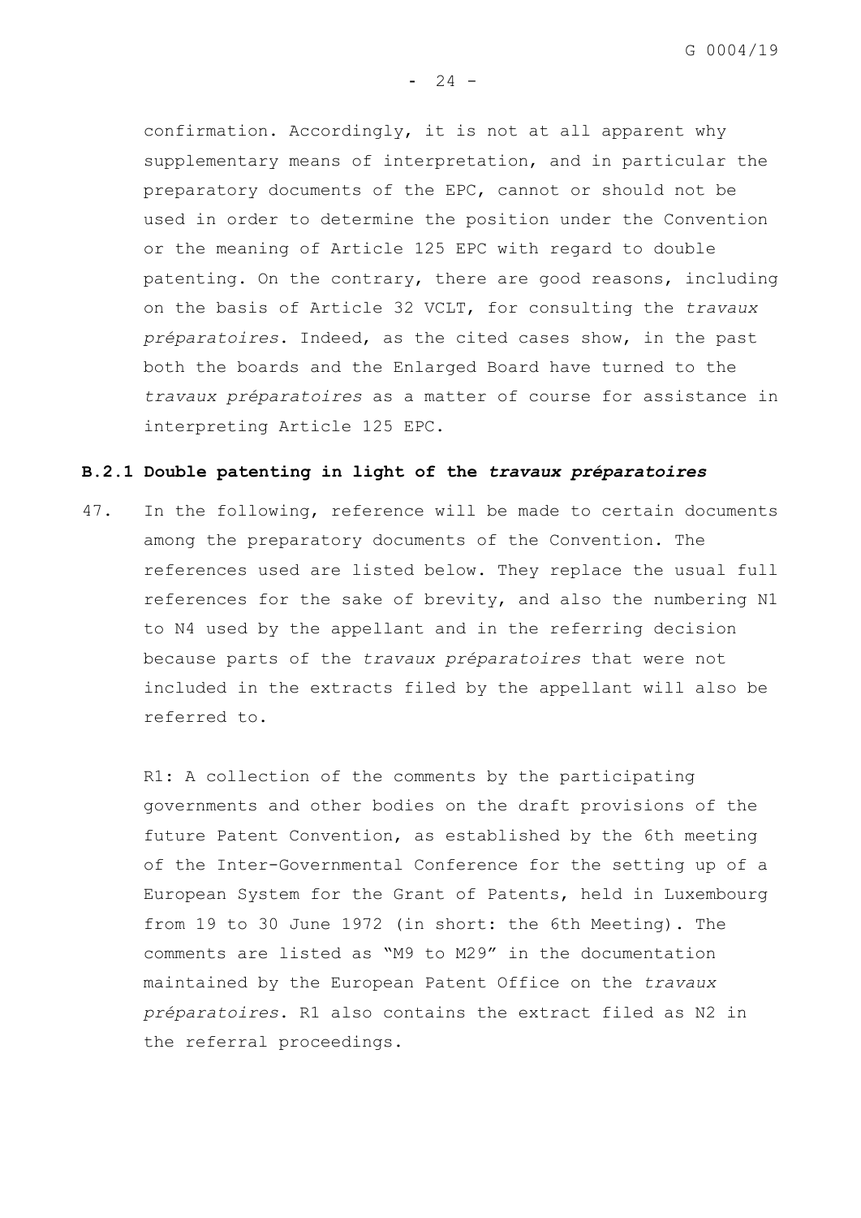confirmation. Accordingly, it is not at all apparent why supplementary means of interpretation, and in particular the preparatory documents of the EPC, cannot or should not be used in order to determine the position under the Convention or the meaning of Article 125 EPC with regard to double patenting. On the contrary, there are good reasons, including on the basis of Article 32 VCLT, for consulting the *travaux préparatoires*. Indeed, as the cited cases show, in the past both the boards and the Enlarged Board have turned to the *travaux préparatoires* as a matter of course for assistance in interpreting Article 125 EPC.

### B.2.1 Double patenting in light of the *travaux préparatoires*

47. In the following, reference will be made to certain documents among the preparatory documents of the Convention. The references used are listed below. They replace the usual full references for the sake of brevity, and also the numbering N1 to N4 used by the appellant and in the referring decision because parts of the *travaux préparatoires* that were not included in the extracts filed by the appellant will also be referred to.

R1: A collection of the comments by the participating governments and other bodies on the draft provisions of the future Patent Convention, as established by the 6th meeting of the Inter-Governmental Conference for the setting up of a European System for the Grant of Patents, held in Luxembourg from 19 to 30 June 1972 (in short: the 6th Meeting). The comments are listed as "M9 to M29" in the documentation maintained by the European Patent Office on the *travaux préparatoires*. R1 also contains the extract filed as N2 in the referral proceedings.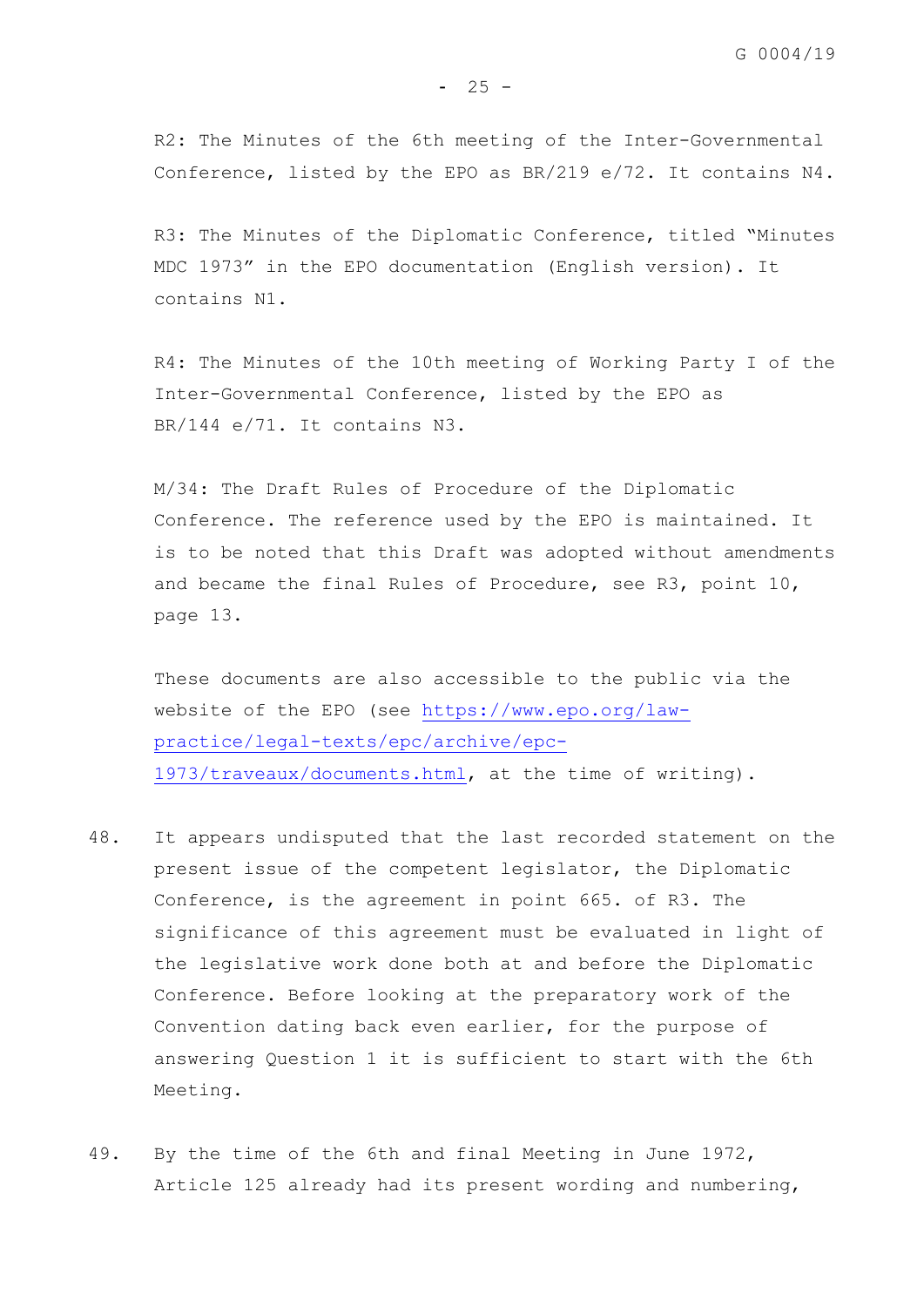R2: The Minutes of the 6th meeting of the Inter-Governmental Conference, listed by the EPO as BR/219 e/72. It contains N4.

R3: The Minutes of the Diplomatic Conference, titled "Minutes MDC 1973" in the EPO documentation (English version). It contains N1.

R4: The Minutes of the 10th meeting of Working Party I of the Inter-Governmental Conference, listed by the EPO as BR/144 e/71. It contains N3.

M/34: The Draft Rules of Procedure of the Diplomatic Conference. The reference used by the EPO is maintained. It is to be noted that this Draft was adopted without amendments and became the final Rules of Procedure, see R3, point 10, page 13.

These documents are also accessible to the public via the website of the EPO (see https://www.epo.org/law-practice/legal-texts/epc/archive/epc-1973/traveaux/documents.html, at the time of writing).

48. It appears undisputed that the last recorded statement on the present issue of the competent legislator, the Diplomatic Conference, is the agreement in point 665. of R3. The significance of this agreement must be evaluated in light of the legislative work done both at and before the Diplomatic Conference. Before looking at the preparatory work of the Convention dating back even earlier, for the purpose of answering Question 1 it is sufficient to start with the 6th Meeting.

49. By the time of the 6th and final Meeting in June 1972, Article 125 already had its present wording and numbering,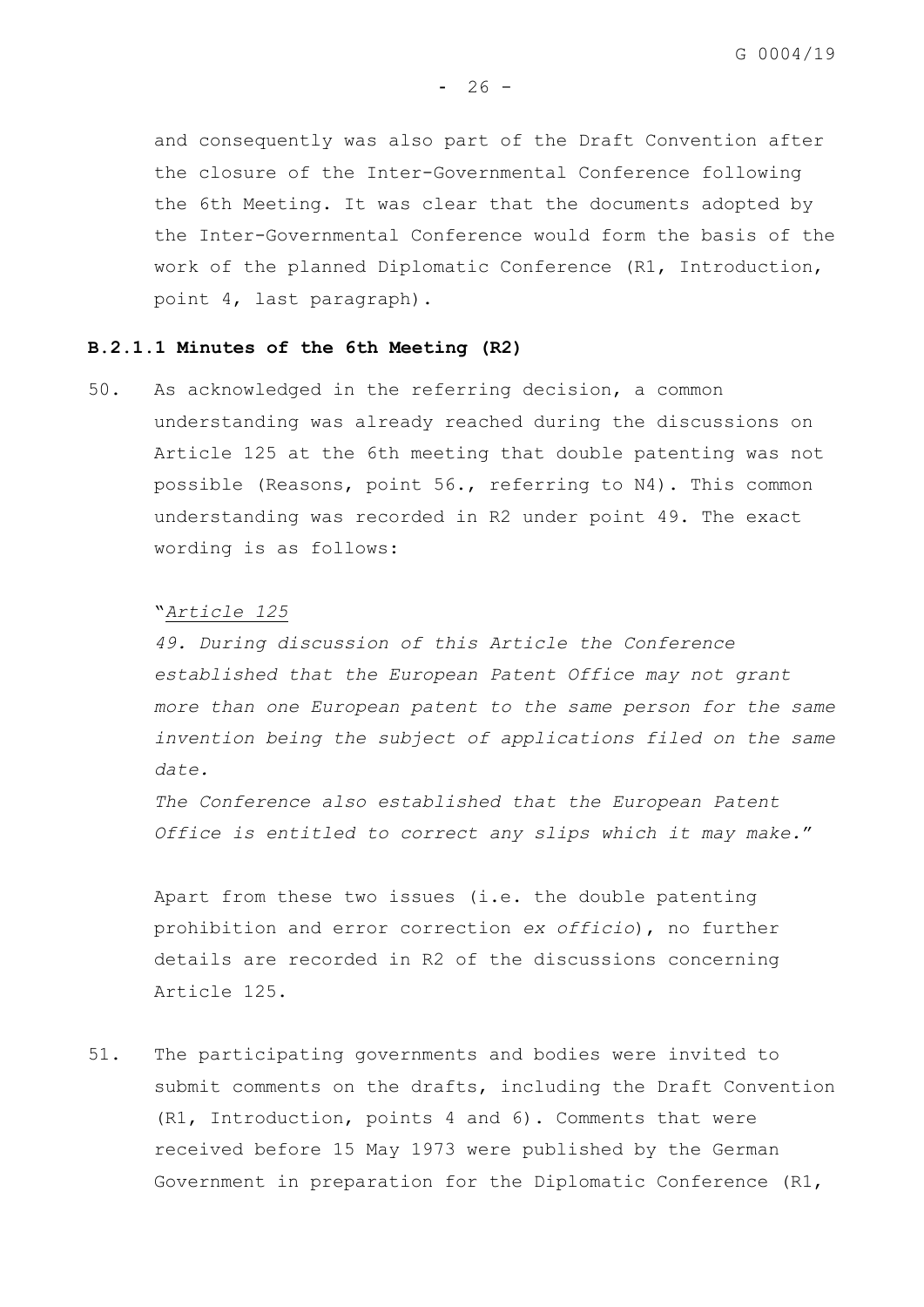and consequently was also part of the Draft Convention after the closure of the Inter-Governmental Conference following the 6th Meeting. It was clear that the documents adopted by the Inter-Governmental Conference would form the basis of the work of the planned Diplomatic Conference (R1, Introduction, point 4, last paragraph).

### B.2.1.1 Minutes of the 6th Meeting (R2)

50. As acknowledged in the referring decision, a common understanding was already reached during the discussions on Article 125 at the 6th meeting that double patenting was not possible (Reasons, point 56., referring to N4). This common understanding was recorded in R2 under point 49. The exact wording is as follows:

 "*Article 125*
 *49. During discussion of this Article the Conference established that the European Patent Office may not grant more than one European patent to the same person for the same invention being the subject of applications filed on the same date.*
 *The Conference also established that the European Patent Office is entitled to correct any slips which it may make.*"

 Apart from these two issues (i.e. the double patenting prohibition and error correction *ex officio*), no further details are recorded in R2 of the discussions concerning Article 125.

51. The participating governments and bodies were invited to submit comments on the drafts, including the Draft Convention (R1, Introduction, points 4 and 6). Comments that were received before 15 May 1973 were published by the German Government in preparation for the Diplomatic Conference (R1,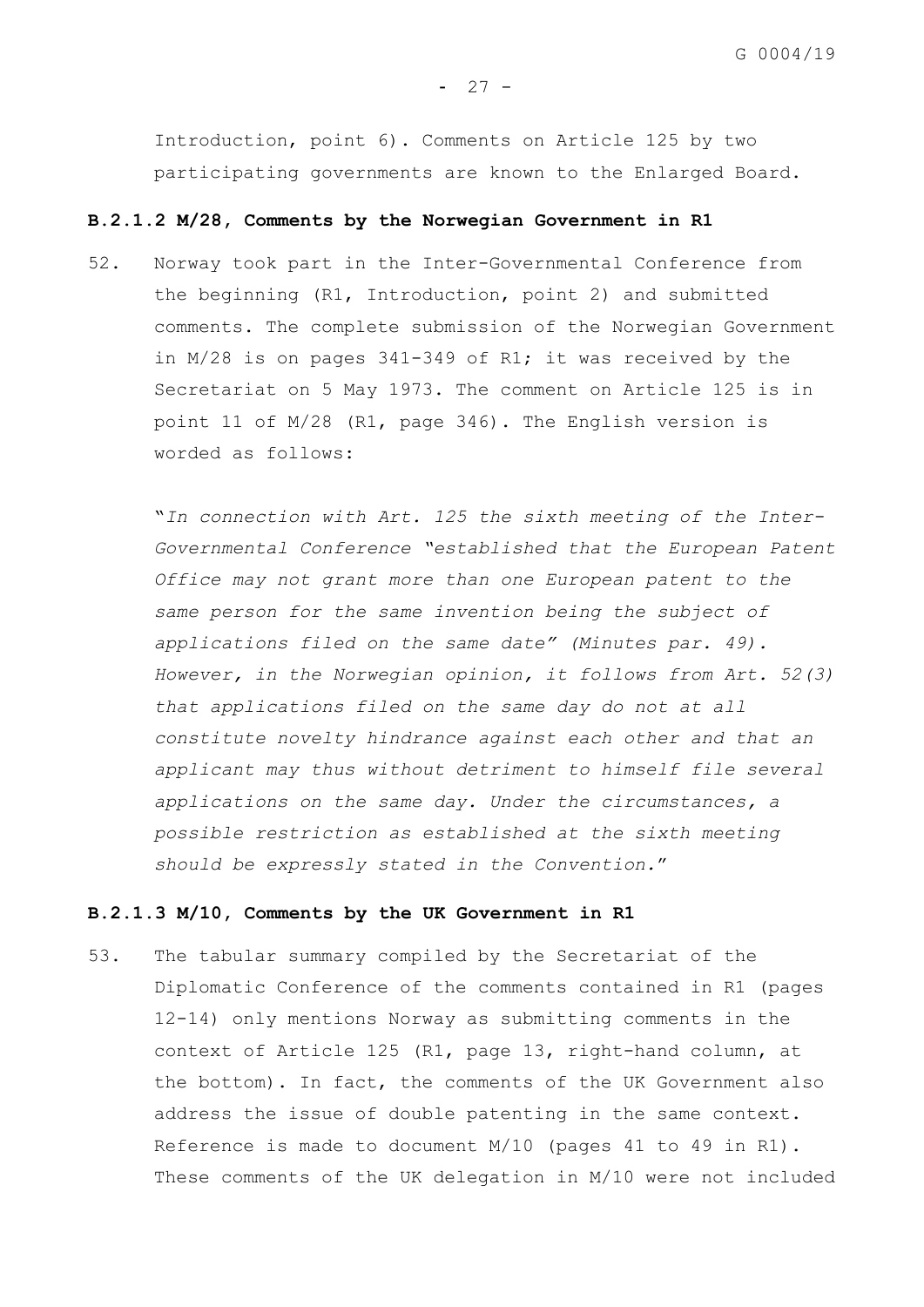Introduction, point 6). Comments on Article 125 by two participating governments are known to the Enlarged Board.

**B.2.1.2 M/28, Comments by the Norwegian Government in R1**

52. Norway took part in the Inter-Governmental Conference from the beginning (R1, Introduction, point 2) and submitted comments. The complete submission of the Norwegian Government in M/28 is on pages 341-349 of R1; it was received by the Secretariat on 5 May 1973. The comment on Article 125 is in point 11 of M/28 (R1, page 346). The English version is worded as follows:

"*In connection with Art. 125 the sixth meeting of the Inter-Governmental Conference "established that the European Patent Office may not grant more than one European patent to the same person for the same invention being the subject of applications filed on the same date" (Minutes par. 49). However, in the Norwegian opinion, it follows from Art. 52(3) that applications filed on the same day do not at all constitute novelty hindrance against each other and that an applicant may thus without detriment to himself file several applications on the same day. Under the circumstances, a possible restriction as established at the sixth meeting should be expressly stated in the Convention.*"

**B.2.1.3 M/10, Comments by the UK Government in R1**

53. The tabular summary compiled by the Secretariat of the Diplomatic Conference of the comments contained in R1 (pages 12-14) only mentions Norway as submitting comments in the context of Article 125 (R1, page 13, right-hand column, at the bottom). In fact, the comments of the UK Government also address the issue of double patenting in the same context. Reference is made to document M/10 (pages 41 to 49 in R1). These comments of the UK delegation in M/10 were not included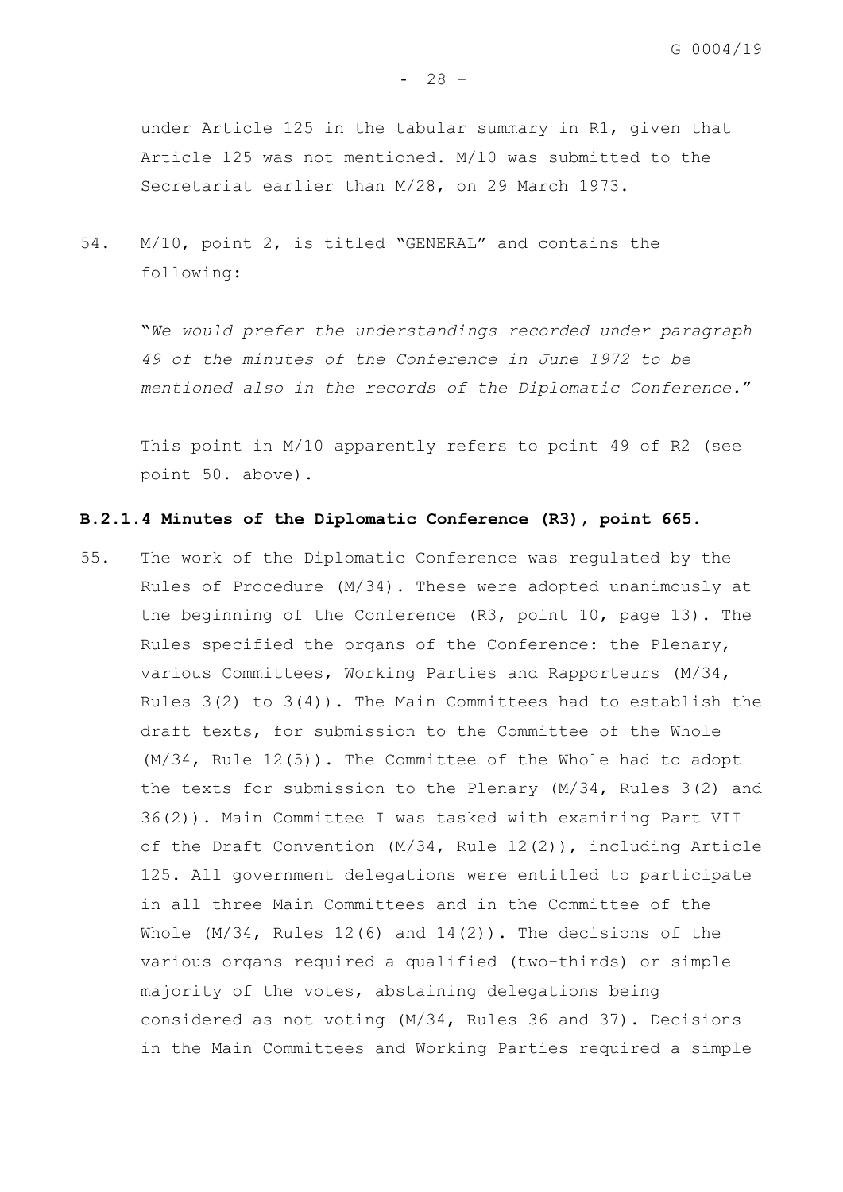under Article 125 in the tabular summary in R1, given that Article 125 was not mentioned. M/10 was submitted to the Secretariat earlier than M/28, on 29 March 1973.

54. M/10, point 2, is titled "GENERAL" and contains the following:

"*We would prefer the understandings recorded under paragraph 49 of the minutes of the Conference in June 1972 to be mentioned also in the records of the Diplomatic Conference.*"

This point in M/10 apparently refers to point 49 of R2 (see point 50. above).

**B.2.1.4 Minutes of the Diplomatic Conference (R3), point 665.**

55. The work of the Diplomatic Conference was regulated by the Rules of Procedure (M/34). These were adopted unanimously at the beginning of the Conference (R3, point 10, page 13). The Rules specified the organs of the Conference: the Plenary, various Committees, Working Parties and Rapporteurs (M/34, Rules 3(2) to 3(4)). The Main Committees had to establish the draft texts, for submission to the Committee of the Whole (M/34, Rule 12(5)). The Committee of the Whole had to adopt the texts for submission to the Plenary (M/34, Rules 3(2) and 36(2)). Main Committee I was tasked with examining Part VII of the Draft Convention (M/34, Rule 12(2)), including Article 125. All government delegations were entitled to participate in all three Main Committees and in the Committee of the Whole (M/34, Rules 12(6) and 14(2)). The decisions of the various organs required a qualified (two-thirds) or simple majority of the votes, abstaining delegations being considered as not voting (M/34, Rules 36 and 37). Decisions in the Main Committees and Working Parties required a simple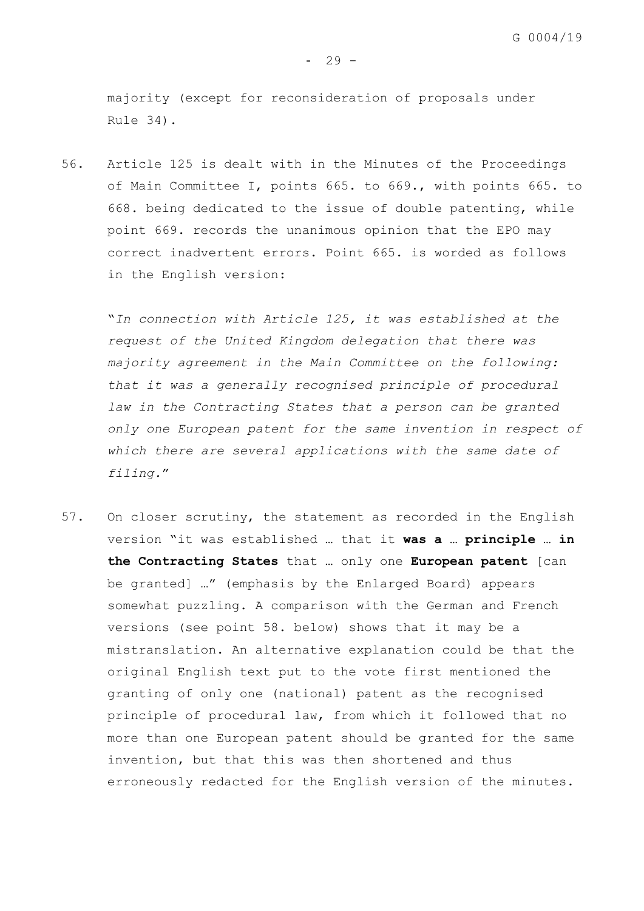majority (except for reconsideration of proposals under Rule 34).

56. Article 125 is dealt with in the Minutes of the Proceedings of Main Committee I, points 665. to 669., with points 665. to 668. being dedicated to the issue of double patenting, while point 669. records the unanimous opinion that the EPO may correct inadvertent errors. Point 665. is worded as follows in the English version:

 "*In connection with Article 125, it was established at the request of the United Kingdom delegation that there was majority agreement in the Main Committee on the following: that it was a generally recognised principle of procedural law in the Contracting States that a person can be granted only one European patent for the same invention in respect of which there are several applications with the same date of filing.*"

57. On closer scrutiny, the statement as recorded in the English version "it was established … that it **was a** … **principle** … **in the Contracting States** that … only one **European patent** [can be granted] …" (emphasis by the Enlarged Board) appears somewhat puzzling. A comparison with the German and French versions (see point 58. below) shows that it may be a mistranslation. An alternative explanation could be that the original English text put to the vote first mentioned the granting of only one (national) patent as the recognised principle of procedural law, from which it followed that no more than one European patent should be granted for the same invention, but that this was then shortened and thus erroneously redacted for the English version of the minutes.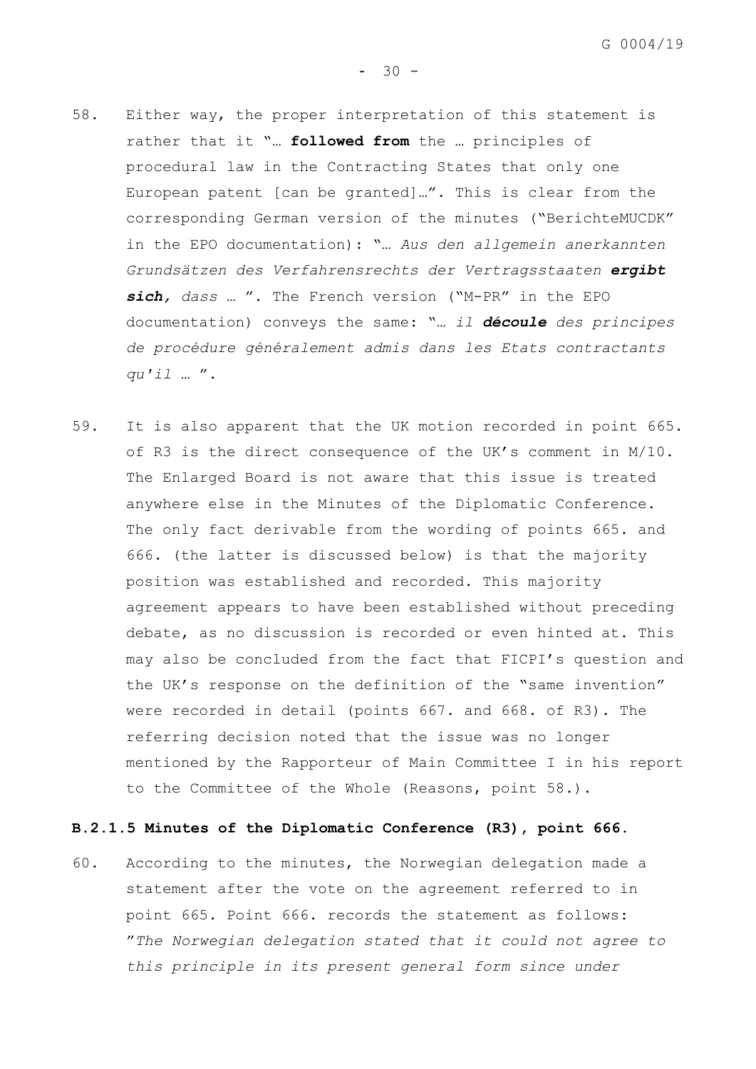58. Either way, the proper interpretation of this statement is rather that it "… **followed from** the … principles of procedural law in the Contracting States that only one European patent [can be granted]…". This is clear from the corresponding German version of the minutes ("BerichteMUCDK" in the EPO documentation): "… *Aus den allgemein anerkannten Grundsätzen des Verfahrensrechts der Vertragsstaaten* ***ergibt sich****, dass* … ". The French version ("M-PR" in the EPO documentation) conveys the same: "… *il* ***découle*** *des principes de procédure généralement admis dans les Etats contractants qu'il* … ".

59. It is also apparent that the UK motion recorded in point 665. of R3 is the direct consequence of the UK's comment in M/10. The Enlarged Board is not aware that this issue is treated anywhere else in the Minutes of the Diplomatic Conference. The only fact derivable from the wording of points 665. and 666. (the latter is discussed below) is that the majority position was established and recorded. This majority agreement appears to have been established without preceding debate, as no discussion is recorded or even hinted at. This may also be concluded from the fact that FICPI's question and the UK's response on the definition of the "same invention" were recorded in detail (points 667. and 668. of R3). The referring decision noted that the issue was no longer mentioned by the Rapporteur of Main Committee I in his report to the Committee of the Whole (Reasons, point 58.).

### B.2.1.5 Minutes of the Diplomatic Conference (R3), point 666.

60. According to the minutes, the Norwegian delegation made a statement after the vote on the agreement referred to in point 665. Point 666. records the statement as follows: "*The Norwegian delegation stated that it could not agree to this principle in its present general form since under*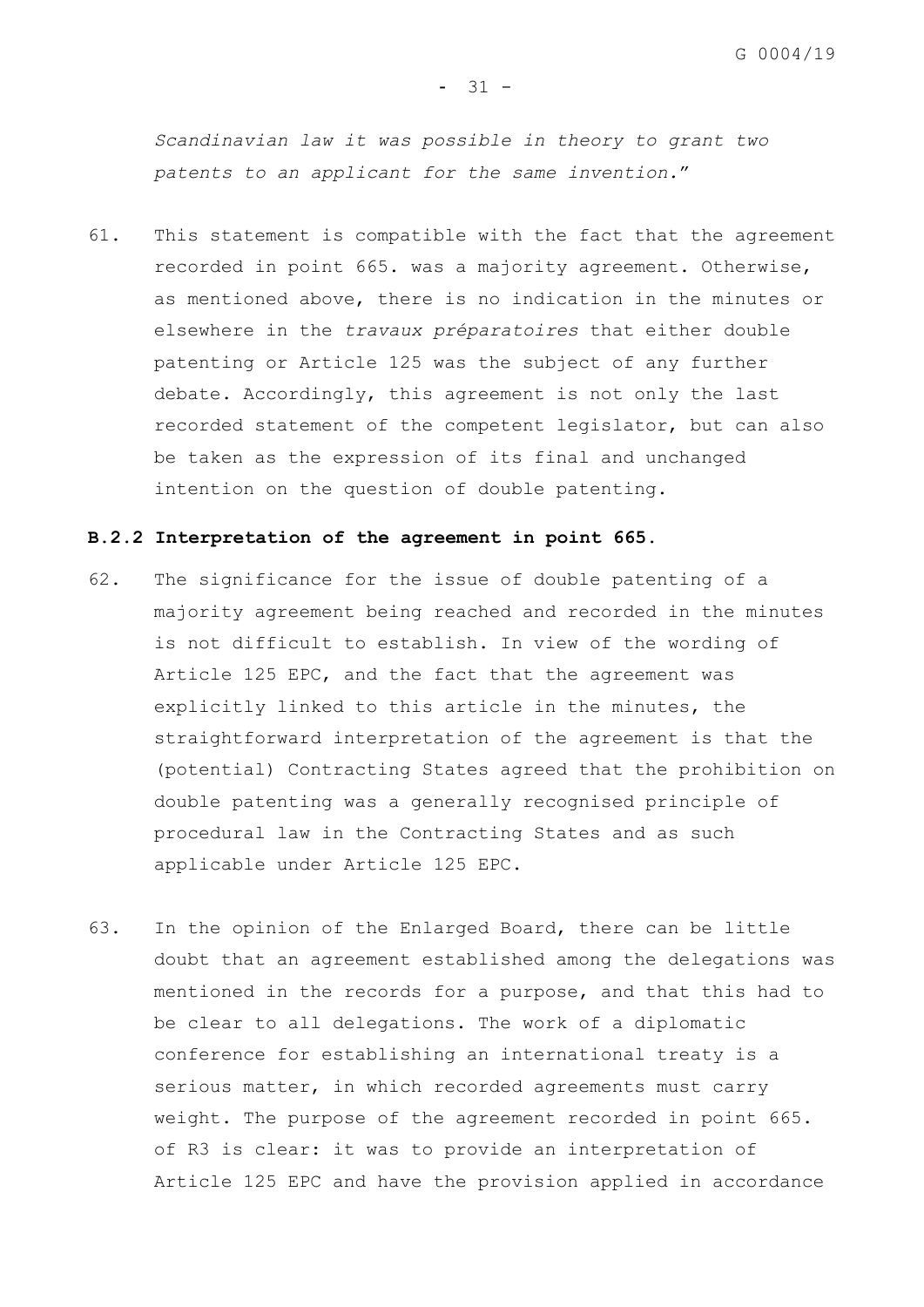*Scandinavian law it was possible in theory to grant two patents to an applicant for the same invention.*"

61. This statement is compatible with the fact that the agreement recorded in point 665. was a majority agreement. Otherwise, as mentioned above, there is no indication in the minutes or elsewhere in the *travaux préparatoires* that either double patenting or Article 125 was the subject of any further debate. Accordingly, this agreement is not only the last recorded statement of the competent legislator, but can also be taken as the expression of its final and unchanged intention on the question of double patenting.

**B.2.2 Interpretation of the agreement in point 665.**

62. The significance for the issue of double patenting of a majority agreement being reached and recorded in the minutes is not difficult to establish. In view of the wording of Article 125 EPC, and the fact that the agreement was explicitly linked to this article in the minutes, the straightforward interpretation of the agreement is that the (potential) Contracting States agreed that the prohibition on double patenting was a generally recognised principle of procedural law in the Contracting States and as such applicable under Article 125 EPC.

63. In the opinion of the Enlarged Board, there can be little doubt that an agreement established among the delegations was mentioned in the records for a purpose, and that this had to be clear to all delegations. The work of a diplomatic conference for establishing an international treaty is a serious matter, in which recorded agreements must carry weight. The purpose of the agreement recorded in point 665. of R3 is clear: it was to provide an interpretation of Article 125 EPC and have the provision applied in accordance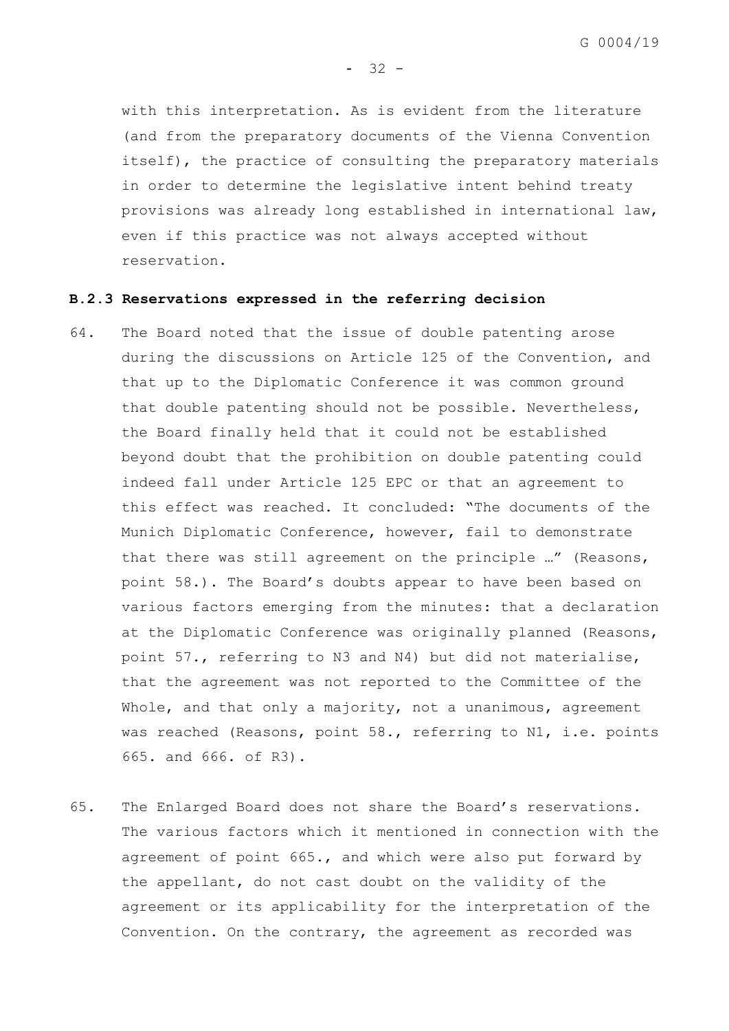with this interpretation. As is evident from the literature (and from the preparatory documents of the Vienna Convention itself), the practice of consulting the preparatory materials in order to determine the legislative intent behind treaty provisions was already long established in international law, even if this practice was not always accepted without reservation.

### B.2.3 Reservations expressed in the referring decision

64. The Board noted that the issue of double patenting arose during the discussions on Article 125 of the Convention, and that up to the Diplomatic Conference it was common ground that double patenting should not be possible. Nevertheless, the Board finally held that it could not be established beyond doubt that the prohibition on double patenting could indeed fall under Article 125 EPC or that an agreement to this effect was reached. It concluded: "The documents of the Munich Diplomatic Conference, however, fail to demonstrate that there was still agreement on the principle …" (Reasons, point 58.). The Board's doubts appear to have been based on various factors emerging from the minutes: that a declaration at the Diplomatic Conference was originally planned (Reasons, point 57., referring to N3 and N4) but did not materialise, that the agreement was not reported to the Committee of the Whole, and that only a majority, not a unanimous, agreement was reached (Reasons, point 58., referring to N1, i.e. points 665. and 666. of R3).

65. The Enlarged Board does not share the Board's reservations. The various factors which it mentioned in connection with the agreement of point 665., and which were also put forward by the appellant, do not cast doubt on the validity of the agreement or its applicability for the interpretation of the Convention. On the contrary, the agreement as recorded was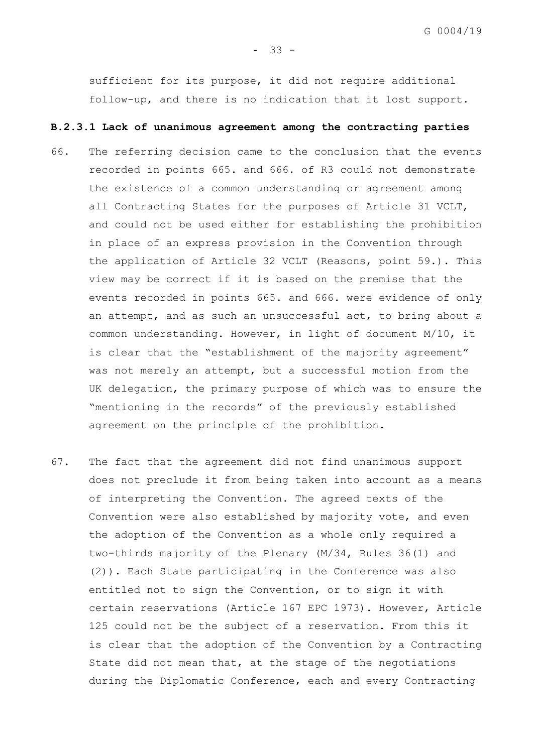sufficient for its purpose, it did not require additional follow-up, and there is no indication that it lost support.

**B.2.3.1 Lack of unanimous agreement among the contracting parties**

66. The referring decision came to the conclusion that the events recorded in points 665. and 666. of R3 could not demonstrate the existence of a common understanding or agreement among all Contracting States for the purposes of Article 31 VCLT, and could not be used either for establishing the prohibition in place of an express provision in the Convention through the application of Article 32 VCLT (Reasons, point 59.). This view may be correct if it is based on the premise that the events recorded in points 665. and 666. were evidence of only an attempt, and as such an unsuccessful act, to bring about a common understanding. However, in light of document M/10, it is clear that the "establishment of the majority agreement" was not merely an attempt, but a successful motion from the UK delegation, the primary purpose of which was to ensure the "mentioning in the records" of the previously established agreement on the principle of the prohibition.

67. The fact that the agreement did not find unanimous support does not preclude it from being taken into account as a means of interpreting the Convention. The agreed texts of the Convention were also established by majority vote, and even the adoption of the Convention as a whole only required a two-thirds majority of the Plenary (M/34, Rules 36(1) and (2)). Each State participating in the Conference was also entitled not to sign the Convention, or to sign it with certain reservations (Article 167 EPC 1973). However, Article 125 could not be the subject of a reservation. From this it is clear that the adoption of the Convention by a Contracting State did not mean that, at the stage of the negotiations during the Diplomatic Conference, each and every Contracting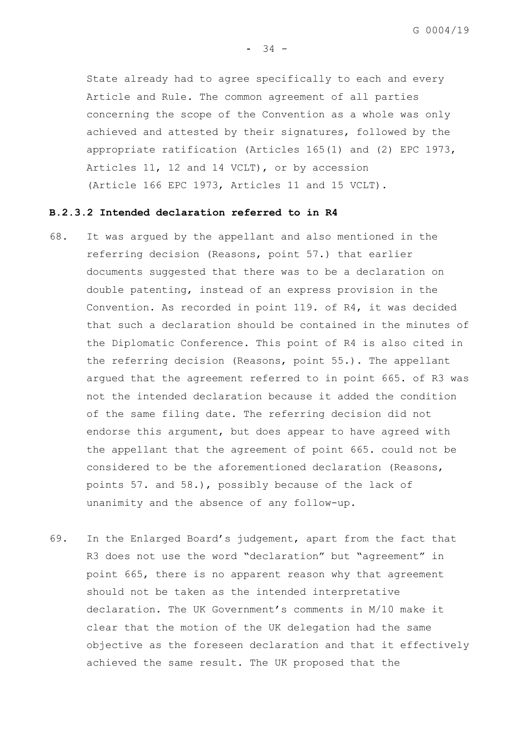State already had to agree specifically to each and every Article and Rule. The common agreement of all parties concerning the scope of the Convention as a whole was only achieved and attested by their signatures, followed by the appropriate ratification (Articles 165(1) and (2) EPC 1973, Articles 11, 12 and 14 VCLT), or by accession (Article 166 EPC 1973, Articles 11 and 15 VCLT).

#### B.2.3.2 Intended declaration referred to in R4

68. It was argued by the appellant and also mentioned in the referring decision (Reasons, point 57.) that earlier documents suggested that there was to be a declaration on double patenting, instead of an express provision in the Convention. As recorded in point 119. of R4, it was decided that such a declaration should be contained in the minutes of the Diplomatic Conference. This point of R4 is also cited in the referring decision (Reasons, point 55.). The appellant argued that the agreement referred to in point 665. of R3 was not the intended declaration because it added the condition of the same filing date. The referring decision did not endorse this argument, but does appear to have agreed with the appellant that the agreement of point 665. could not be considered to be the aforementioned declaration (Reasons, points 57. and 58.), possibly because of the lack of unanimity and the absence of any follow-up.

69. In the Enlarged Board's judgement, apart from the fact that R3 does not use the word "declaration" but "agreement" in point 665, there is no apparent reason why that agreement should not be taken as the intended interpretative declaration. The UK Government's comments in M/10 make it clear that the motion of the UK delegation had the same objective as the foreseen declaration and that it effectively achieved the same result. The UK proposed that the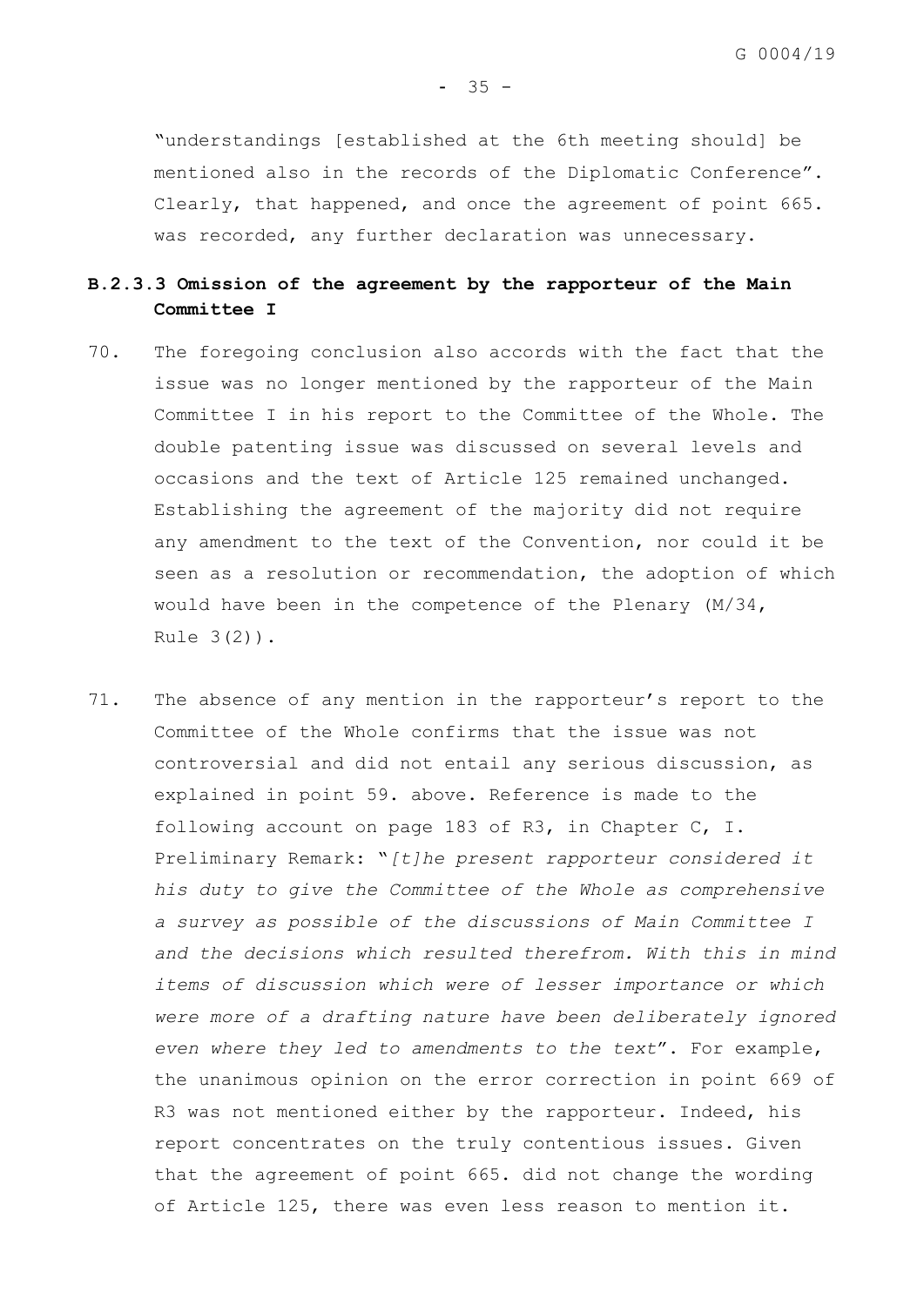"understandings [established at the 6th meeting should] be mentioned also in the records of the Diplomatic Conference". Clearly, that happened, and once the agreement of point 665. was recorded, any further declaration was unnecessary.

### B.2.3.3 Omission of the agreement by the rapporteur of the Main Committee I

70. The foregoing conclusion also accords with the fact that the issue was no longer mentioned by the rapporteur of the Main Committee I in his report to the Committee of the Whole. The double patenting issue was discussed on several levels and occasions and the text of Article 125 remained unchanged. Establishing the agreement of the majority did not require any amendment to the text of the Convention, nor could it be seen as a resolution or recommendation, the adoption of which would have been in the competence of the Plenary (M/34, Rule 3(2)).

71. The absence of any mention in the rapporteur's report to the Committee of the Whole confirms that the issue was not controversial and did not entail any serious discussion, as explained in point 59. above. Reference is made to the following account on page 183 of R3, in Chapter C, I. Preliminary Remark: "*[t]he present rapporteur considered it his duty to give the Committee of the Whole as comprehensive a survey as possible of the discussions of Main Committee I and the decisions which resulted therefrom. With this in mind items of discussion which were of lesser importance or which were more of a drafting nature have been deliberately ignored even where they led to amendments to the text*". For example, the unanimous opinion on the error correction in point 669 of R3 was not mentioned either by the rapporteur. Indeed, his report concentrates on the truly contentious issues. Given that the agreement of point 665. did not change the wording of Article 125, there was even less reason to mention it.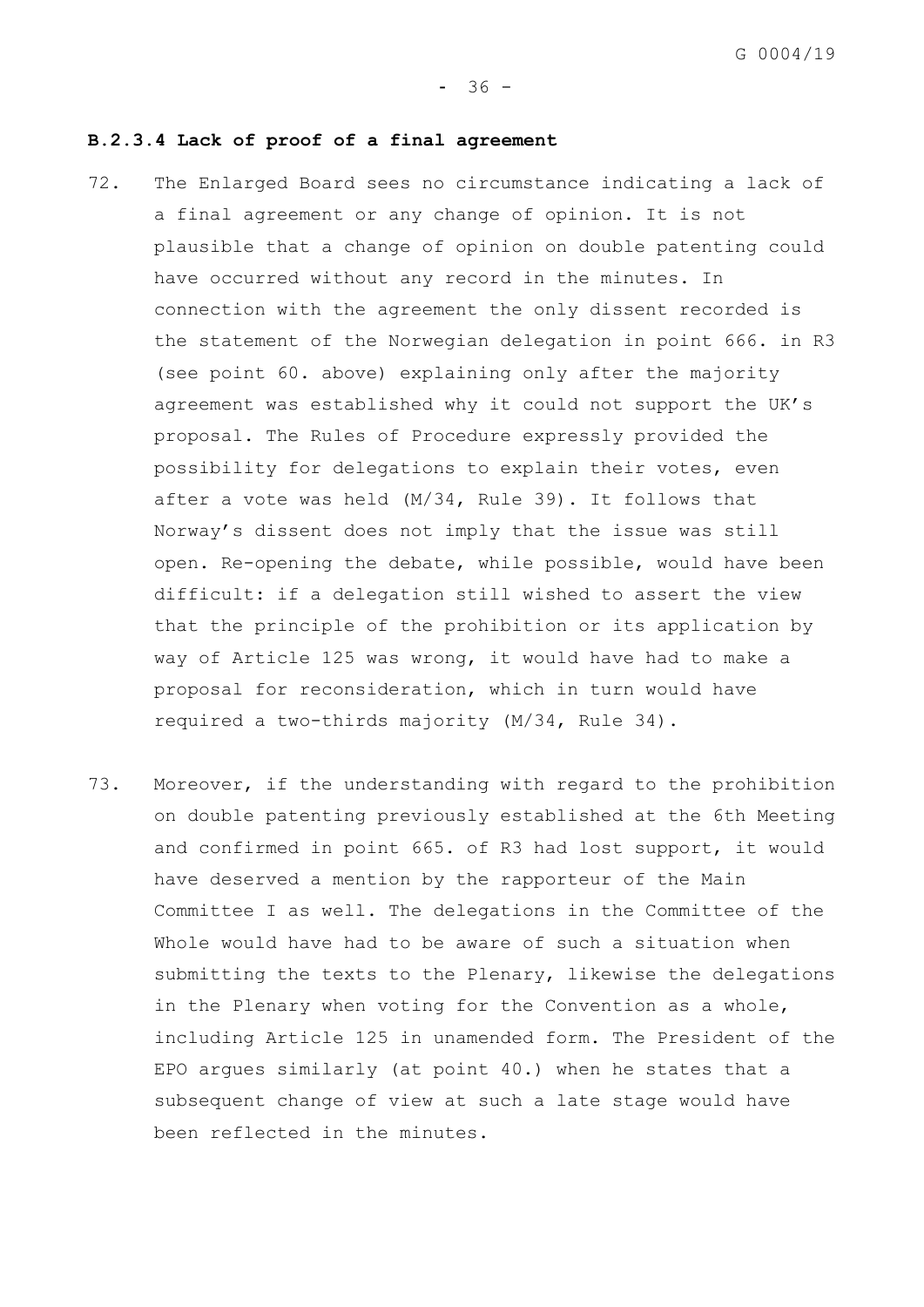### B.2.3.4 Lack of proof of a final agreement

72. The Enlarged Board sees no circumstance indicating a lack of a final agreement or any change of opinion. It is not plausible that a change of opinion on double patenting could have occurred without any record in the minutes. In connection with the agreement the only dissent recorded is the statement of the Norwegian delegation in point 666. in R3 (see point 60. above) explaining only after the majority agreement was established why it could not support the UK's proposal. The Rules of Procedure expressly provided the possibility for delegations to explain their votes, even after a vote was held (M/34, Rule 39). It follows that Norway's dissent does not imply that the issue was still open. Re-opening the debate, while possible, would have been difficult: if a delegation still wished to assert the view that the principle of the prohibition or its application by way of Article 125 was wrong, it would have had to make a proposal for reconsideration, which in turn would have required a two-thirds majority (M/34, Rule 34).

73. Moreover, if the understanding with regard to the prohibition on double patenting previously established at the 6th Meeting and confirmed in point 665. of R3 had lost support, it would have deserved a mention by the rapporteur of the Main Committee I as well. The delegations in the Committee of the Whole would have had to be aware of such a situation when submitting the texts to the Plenary, likewise the delegations in the Plenary when voting for the Convention as a whole, including Article 125 in unamended form. The President of the EPO argues similarly (at point 40.) when he states that a subsequent change of view at such a late stage would have been reflected in the minutes.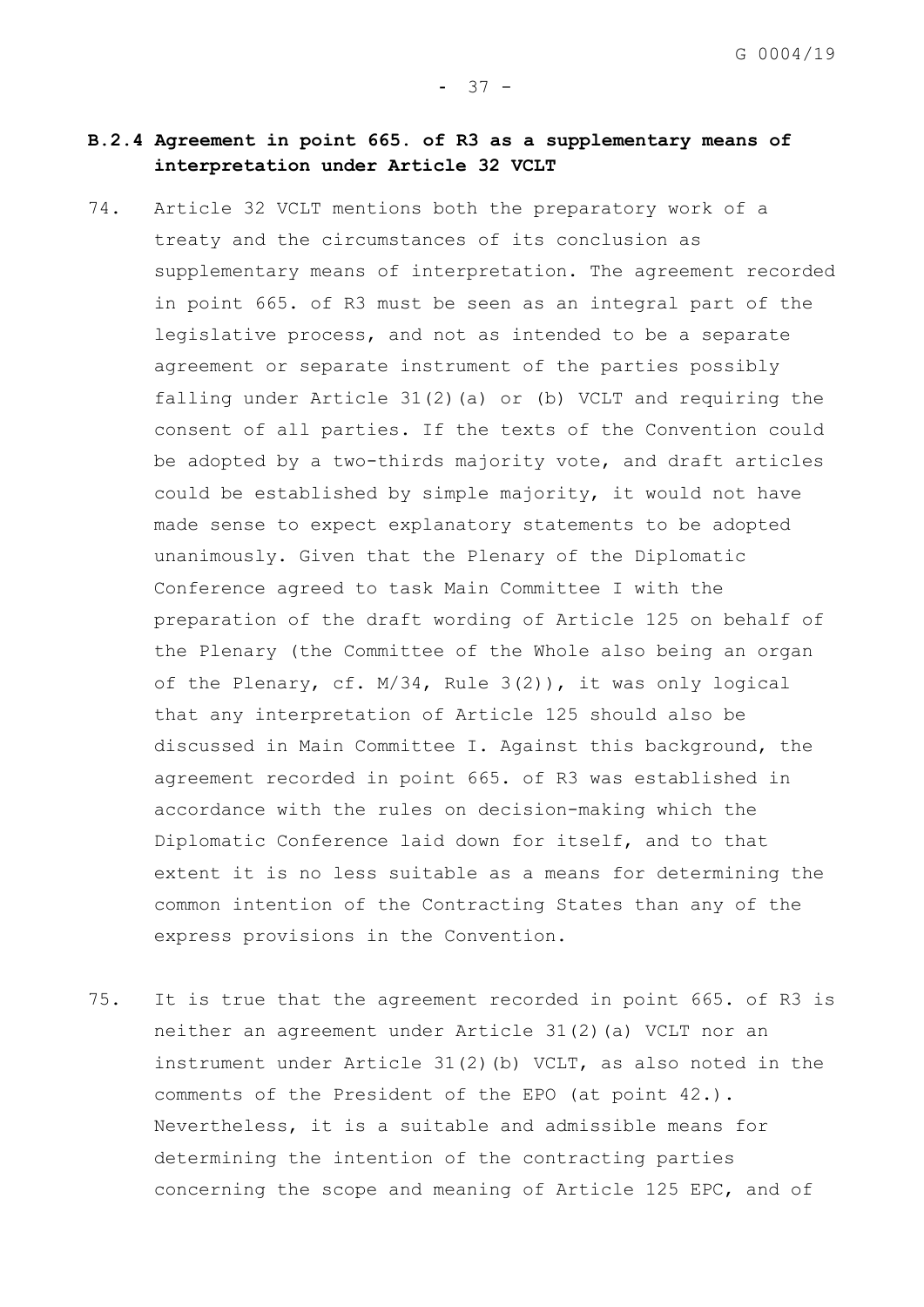### B.2.4 Agreement in point 665. of R3 as a supplementary means of interpretation under Article 32 VCLT

74. Article 32 VCLT mentions both the preparatory work of a treaty and the circumstances of its conclusion as supplementary means of interpretation. The agreement recorded in point 665. of R3 must be seen as an integral part of the legislative process, and not as intended to be a separate agreement or separate instrument of the parties possibly falling under Article 31(2)(a) or (b) VCLT and requiring the consent of all parties. If the texts of the Convention could be adopted by a two-thirds majority vote, and draft articles could be established by simple majority, it would not have made sense to expect explanatory statements to be adopted unanimously. Given that the Plenary of the Diplomatic Conference agreed to task Main Committee I with the preparation of the draft wording of Article 125 on behalf of the Plenary (the Committee of the Whole also being an organ of the Plenary, cf. M/34, Rule 3(2)), it was only logical that any interpretation of Article 125 should also be discussed in Main Committee I. Against this background, the agreement recorded in point 665. of R3 was established in accordance with the rules on decision-making which the Diplomatic Conference laid down for itself, and to that extent it is no less suitable as a means for determining the common intention of the Contracting States than any of the express provisions in the Convention.

75. It is true that the agreement recorded in point 665. of R3 is neither an agreement under Article 31(2)(a) VCLT nor an instrument under Article 31(2)(b) VCLT, as also noted in the comments of the President of the EPO (at point 42.). Nevertheless, it is a suitable and admissible means for determining the intention of the contracting parties concerning the scope and meaning of Article 125 EPC, and of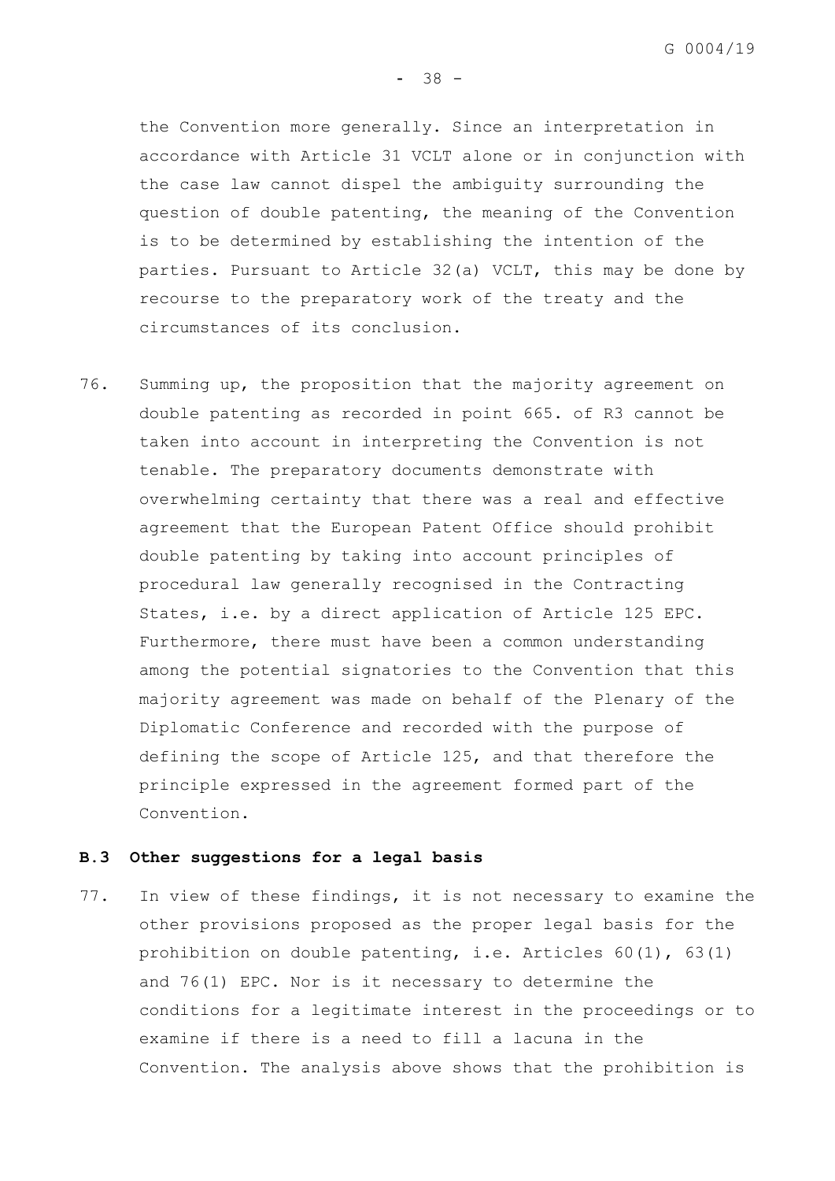the Convention more generally. Since an interpretation in accordance with Article 31 VCLT alone or in conjunction with the case law cannot dispel the ambiguity surrounding the question of double patenting, the meaning of the Convention is to be determined by establishing the intention of the parties. Pursuant to Article 32(a) VCLT, this may be done by recourse to the preparatory work of the treaty and the circumstances of its conclusion.

76. Summing up, the proposition that the majority agreement on double patenting as recorded in point 665. of R3 cannot be taken into account in interpreting the Convention is not tenable. The preparatory documents demonstrate with overwhelming certainty that there was a real and effective agreement that the European Patent Office should prohibit double patenting by taking into account principles of procedural law generally recognised in the Contracting States, i.e. by a direct application of Article 125 EPC. Furthermore, there must have been a common understanding among the potential signatories to the Convention that this majority agreement was made on behalf of the Plenary of the Diplomatic Conference and recorded with the purpose of defining the scope of Article 125, and that therefore the principle expressed in the agreement formed part of the Convention.

**B.3 Other suggestions for a legal basis**

77. In view of these findings, it is not necessary to examine the other provisions proposed as the proper legal basis for the prohibition on double patenting, i.e. Articles 60(1), 63(1) and 76(1) EPC. Nor is it necessary to determine the conditions for a legitimate interest in the proceedings or to examine if there is a need to fill a lacuna in the Convention. The analysis above shows that the prohibition is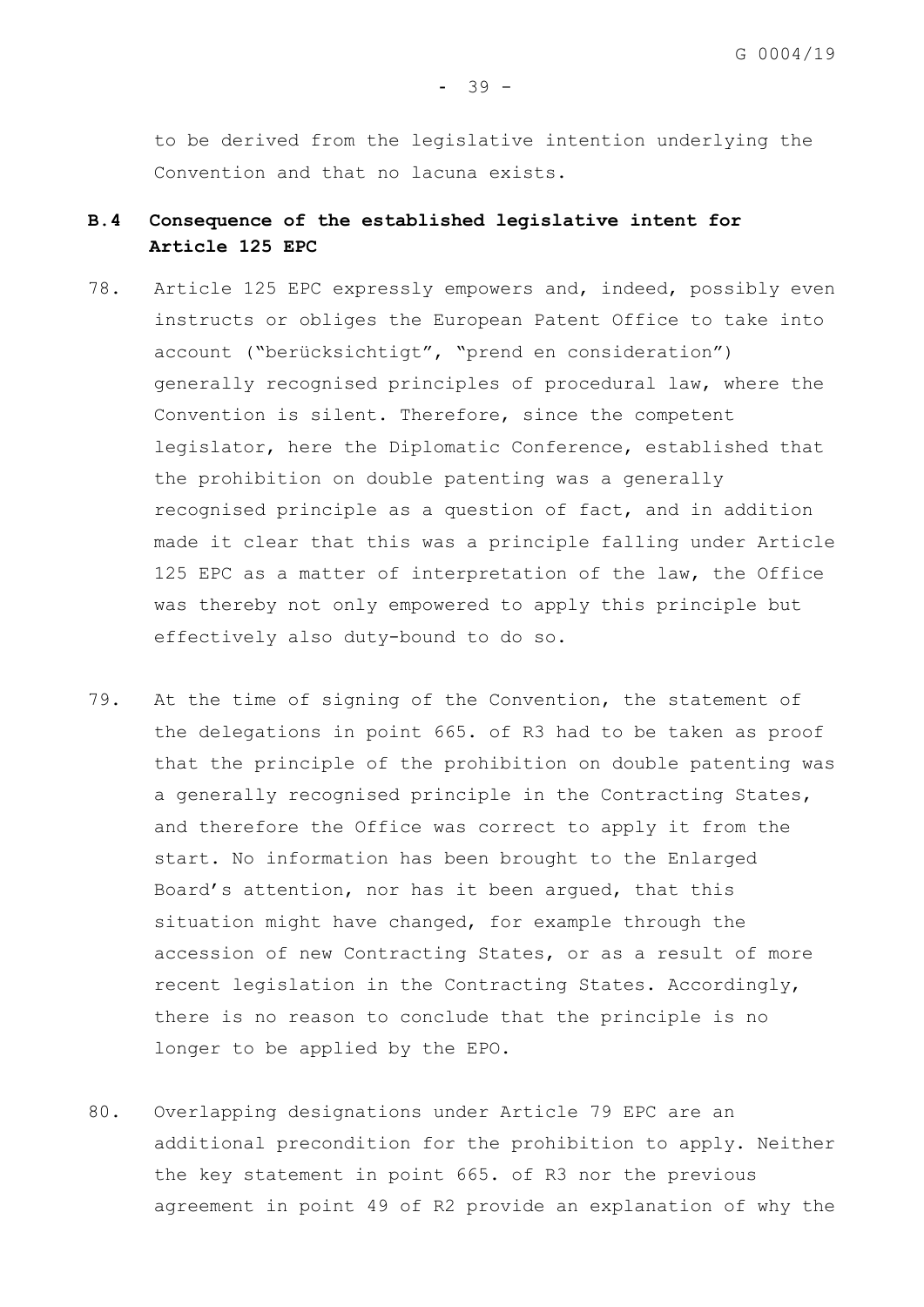to be derived from the legislative intention underlying the Convention and that no lacuna exists.

## B.4 Consequence of the established legislative intent for Article 125 EPC

78. Article 125 EPC expressly empowers and, indeed, possibly even instructs or obliges the European Patent Office to take into account ("berücksichtigt", "prend en consideration") generally recognised principles of procedural law, where the Convention is silent. Therefore, since the competent legislator, here the Diplomatic Conference, established that the prohibition on double patenting was a generally recognised principle as a question of fact, and in addition made it clear that this was a principle falling under Article 125 EPC as a matter of interpretation of the law, the Office was thereby not only empowered to apply this principle but effectively also duty-bound to do so.

79. At the time of signing of the Convention, the statement of the delegations in point 665. of R3 had to be taken as proof that the principle of the prohibition on double patenting was a generally recognised principle in the Contracting States, and therefore the Office was correct to apply it from the start. No information has been brought to the Enlarged Board's attention, nor has it been argued, that this situation might have changed, for example through the accession of new Contracting States, or as a result of more recent legislation in the Contracting States. Accordingly, there is no reason to conclude that the principle is no longer to be applied by the EPO.

80. Overlapping designations under Article 79 EPC are an additional precondition for the prohibition to apply. Neither the key statement in point 665. of R3 nor the previous agreement in point 49 of R2 provide an explanation of why the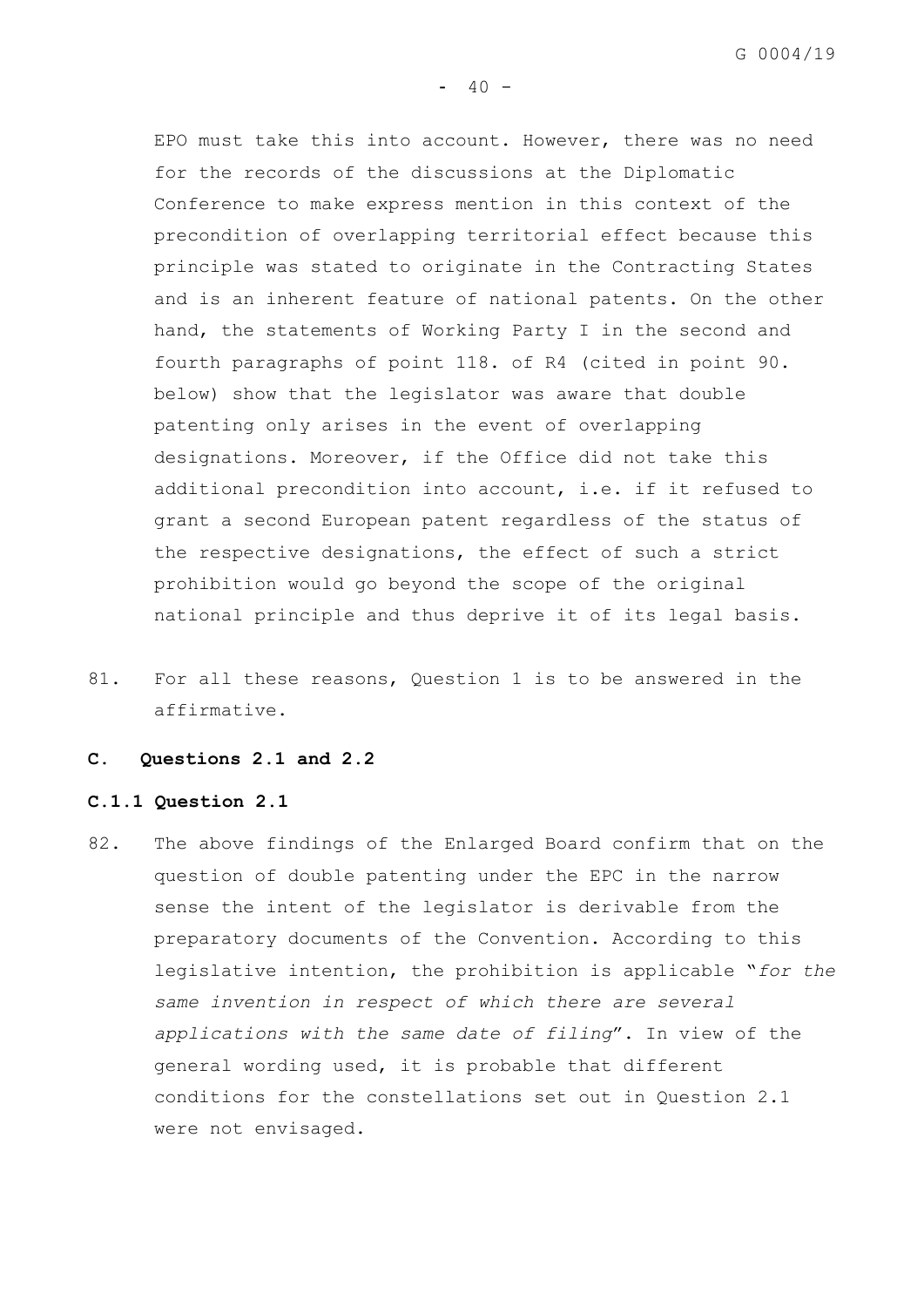EPO must take this into account. However, there was no need for the records of the discussions at the Diplomatic Conference to make express mention in this context of the precondition of overlapping territorial effect because this principle was stated to originate in the Contracting States and is an inherent feature of national patents. On the other hand, the statements of Working Party I in the second and fourth paragraphs of point 118. of R4 (cited in point 90. below) show that the legislator was aware that double patenting only arises in the event of overlapping designations. Moreover, if the Office did not take this additional precondition into account, i.e. if it refused to grant a second European patent regardless of the status of the respective designations, the effect of such a strict prohibition would go beyond the scope of the original national principle and thus deprive it of its legal basis.

81. For all these reasons, Question 1 is to be answered in the affirmative.

**C. Questions 2.1 and 2.2**

**C.1.1 Question 2.1**

82. The above findings of the Enlarged Board confirm that on the question of double patenting under the EPC in the narrow sense the intent of the legislator is derivable from the preparatory documents of the Convention. According to this legislative intention, the prohibition is applicable "*for the same invention in respect of which there are several applications with the same date of filing*". In view of the general wording used, it is probable that different conditions for the constellations set out in Question 2.1 were not envisaged.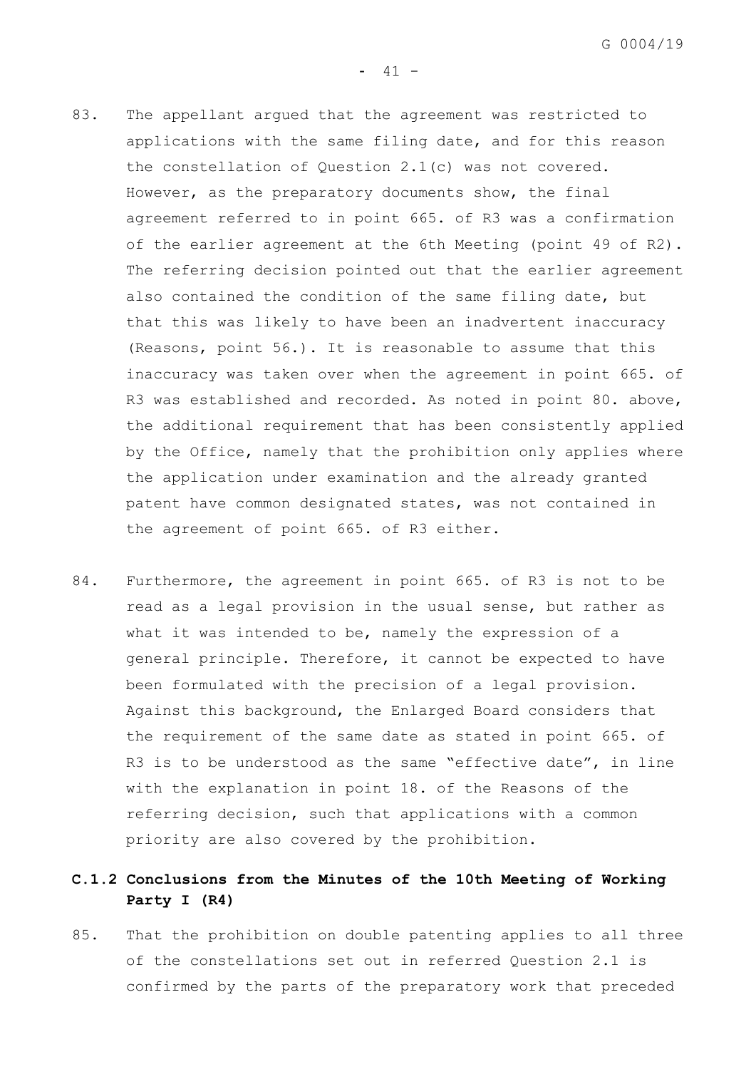83. The appellant argued that the agreement was restricted to applications with the same filing date, and for this reason the constellation of Question 2.1(c) was not covered. However, as the preparatory documents show, the final agreement referred to in point 665. of R3 was a confirmation of the earlier agreement at the 6th Meeting (point 49 of R2). The referring decision pointed out that the earlier agreement also contained the condition of the same filing date, but that this was likely to have been an inadvertent inaccuracy (Reasons, point 56.). It is reasonable to assume that this inaccuracy was taken over when the agreement in point 665. of R3 was established and recorded. As noted in point 80. above, the additional requirement that has been consistently applied by the Office, namely that the prohibition only applies where the application under examination and the already granted patent have common designated states, was not contained in the agreement of point 665. of R3 either.

84. Furthermore, the agreement in point 665. of R3 is not to be read as a legal provision in the usual sense, but rather as what it was intended to be, namely the expression of a general principle. Therefore, it cannot be expected to have been formulated with the precision of a legal provision. Against this background, the Enlarged Board considers that the requirement of the same date as stated in point 665. of R3 is to be understood as the same "effective date", in line with the explanation in point 18. of the Reasons of the referring decision, such that applications with a common priority are also covered by the prohibition.

### C.1.2 Conclusions from the Minutes of the 10th Meeting of Working Party I (R4)

85. That the prohibition on double patenting applies to all three of the constellations set out in referred Question 2.1 is confirmed by the parts of the preparatory work that preceded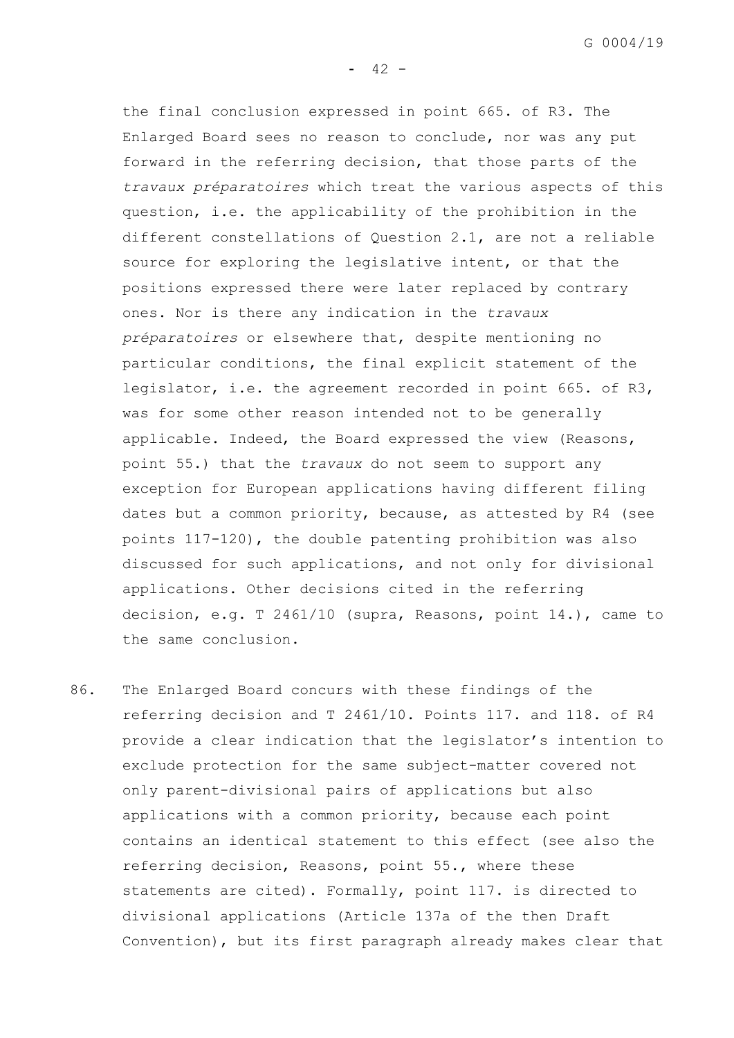the final conclusion expressed in point 665. of R3. The Enlarged Board sees no reason to conclude, nor was any put forward in the referring decision, that those parts of the *travaux préparatoires* which treat the various aspects of this question, i.e. the applicability of the prohibition in the different constellations of Question 2.1, are not a reliable source for exploring the legislative intent, or that the positions expressed there were later replaced by contrary ones. Nor is there any indication in the *travaux préparatoires* or elsewhere that, despite mentioning no particular conditions, the final explicit statement of the legislator, i.e. the agreement recorded in point 665. of R3, was for some other reason intended not to be generally applicable. Indeed, the Board expressed the view (Reasons, point 55.) that the *travaux* do not seem to support any exception for European applications having different filing dates but a common priority, because, as attested by R4 (see points 117-120), the double patenting prohibition was also discussed for such applications, and not only for divisional applications. Other decisions cited in the referring decision, e.g. T 2461/10 (supra, Reasons, point 14.), came to the same conclusion.

86. The Enlarged Board concurs with these findings of the referring decision and T 2461/10. Points 117. and 118. of R4 provide a clear indication that the legislator's intention to exclude protection for the same subject-matter covered not only parent-divisional pairs of applications but also applications with a common priority, because each point contains an identical statement to this effect (see also the referring decision, Reasons, point 55., where these statements are cited). Formally, point 117. is directed to divisional applications (Article 137a of the then Draft Convention), but its first paragraph already makes clear that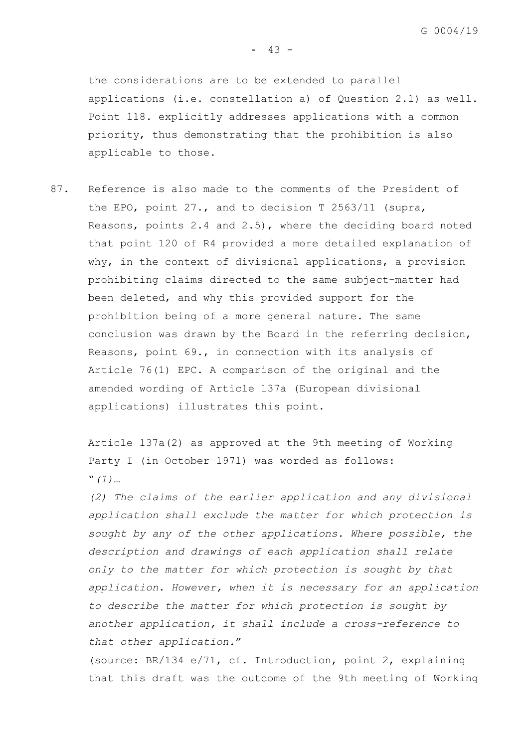the considerations are to be extended to parallel applications (i.e. constellation a) of Question 2.1) as well. Point 118. explicitly addresses applications with a common priority, thus demonstrating that the prohibition is also applicable to those.

87. Reference is also made to the comments of the President of the EPO, point 27., and to decision T 2563/11 (supra, Reasons, points 2.4 and 2.5), where the deciding board noted that point 120 of R4 provided a more detailed explanation of why, in the context of divisional applications, a provision prohibiting claims directed to the same subject-matter had been deleted, and why this provided support for the prohibition being of a more general nature. The same conclusion was drawn by the Board in the referring decision, Reasons, point 69., in connection with its analysis of Article 76(1) EPC. A comparison of the original and the amended wording of Article 137a (European divisional applications) illustrates this point.

 Article 137a(2) as approved at the 9th meeting of Working Party I (in October 1971) was worded as follows:
 "*(1)…*

 *(2) The claims of the earlier application and any divisional application shall exclude the matter for which protection is sought by any of the other applications. Where possible, the description and drawings of each application shall relate only to the matter for which protection is sought by that application. However, when it is necessary for an application to describe the matter for which protection is sought by another application, it shall include a cross-reference to that other application.*"
 (source: BR/134 e/71, cf. Introduction, point 2, explaining that this draft was the outcome of the 9th meeting of Working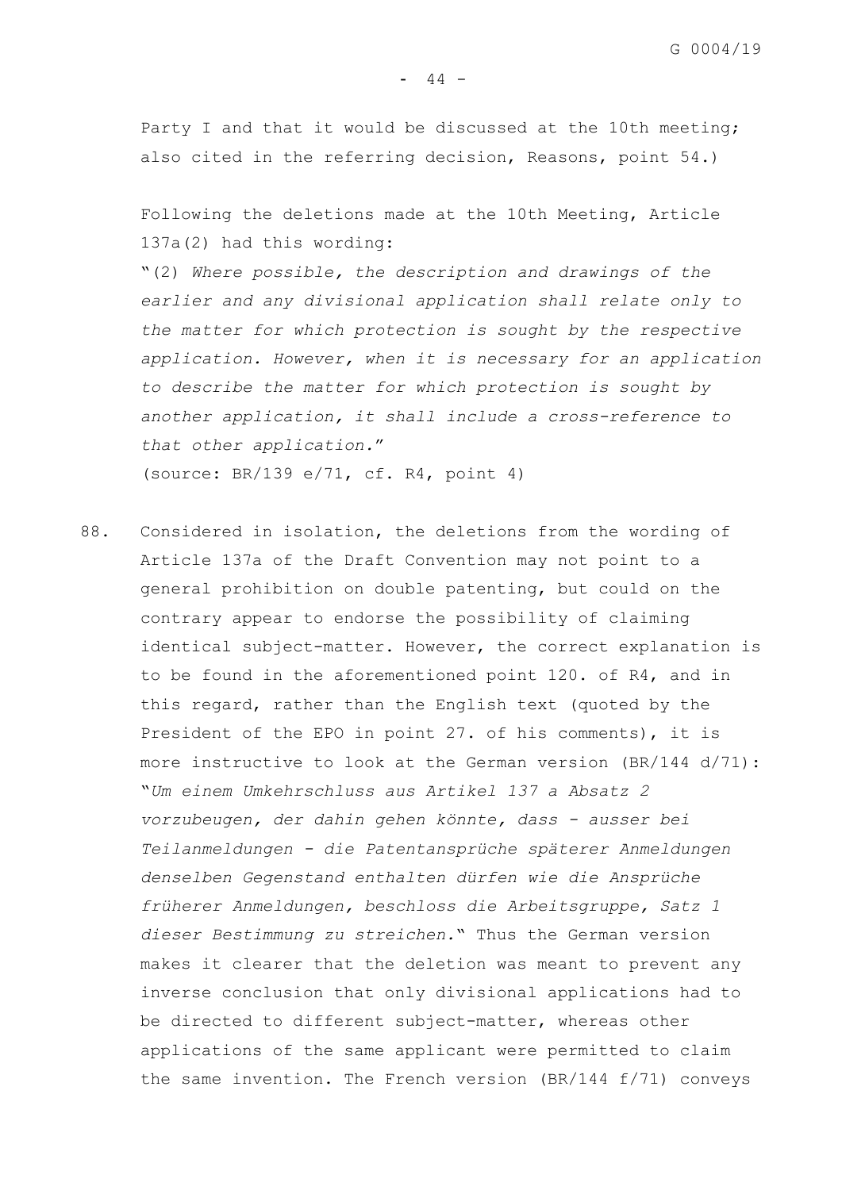Party I and that it would be discussed at the 10th meeting; also cited in the referring decision, Reasons, point 54.)

Following the deletions made at the 10th Meeting, Article 137a(2) had this wording:

"(2) *Where possible, the description and drawings of the earlier and any divisional application shall relate only to the matter for which protection is sought by the respective application. However, when it is necessary for an application to describe the matter for which protection is sought by another application, it shall include a cross-reference to that other application.*"

(source: BR/139 e/71, cf. R4, point 4)

88. Considered in isolation, the deletions from the wording of Article 137a of the Draft Convention may not point to a general prohibition on double patenting, but could on the contrary appear to endorse the possibility of claiming identical subject-matter. However, the correct explanation is to be found in the aforementioned point 120. of R4, and in this regard, rather than the English text (quoted by the President of the EPO in point 27. of his comments), it is more instructive to look at the German version (BR/144 d/71): "*Um einem Umkehrschluss aus Artikel 137 a Absatz 2 vorzubeugen, der dahin gehen könnte, dass - ausser bei Teilanmeldungen - die Patentansprüche späterer Anmeldungen denselben Gegenstand enthalten dürfen wie die Ansprüche früherer Anmeldungen, beschloss die Arbeitsgruppe, Satz 1 dieser Bestimmung zu streichen.*" Thus the German version makes it clearer that the deletion was meant to prevent any inverse conclusion that only divisional applications had to be directed to different subject-matter, whereas other applications of the same applicant were permitted to claim the same invention. The French version (BR/144 f/71) conveys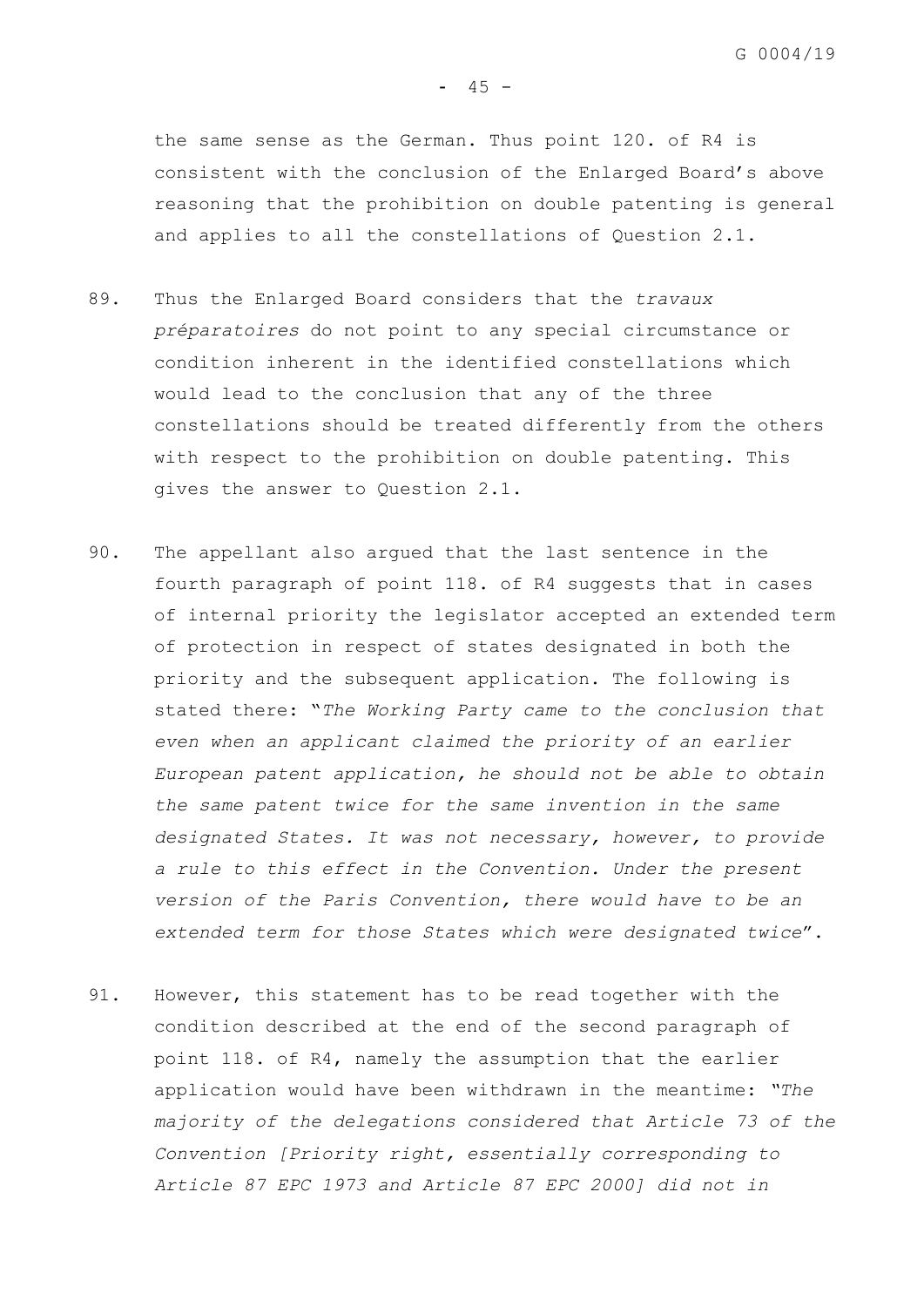the same sense as the German. Thus point 120. of R4 is consistent with the conclusion of the Enlarged Board's above reasoning that the prohibition on double patenting is general and applies to all the constellations of Question 2.1.

89. Thus the Enlarged Board considers that the *travaux préparatoires* do not point to any special circumstance or condition inherent in the identified constellations which would lead to the conclusion that any of the three constellations should be treated differently from the others with respect to the prohibition on double patenting. This gives the answer to Question 2.1.

90. The appellant also argued that the last sentence in the fourth paragraph of point 118. of R4 suggests that in cases of internal priority the legislator accepted an extended term of protection in respect of states designated in both the priority and the subsequent application. The following is stated there: "*The Working Party came to the conclusion that even when an applicant claimed the priority of an earlier European patent application, he should not be able to obtain the same patent twice for the same invention in the same designated States. It was not necessary, however, to provide a rule to this effect in the Convention. Under the present version of the Paris Convention, there would have to be an extended term for those States which were designated twice*".

91. However, this statement has to be read together with the condition described at the end of the second paragraph of point 118. of R4, namely the assumption that the earlier application would have been withdrawn in the meantime: "*The majority of the delegations considered that Article 73 of the Convention [Priority right, essentially corresponding to Article 87 EPC 1973 and Article 87 EPC 2000] did not in*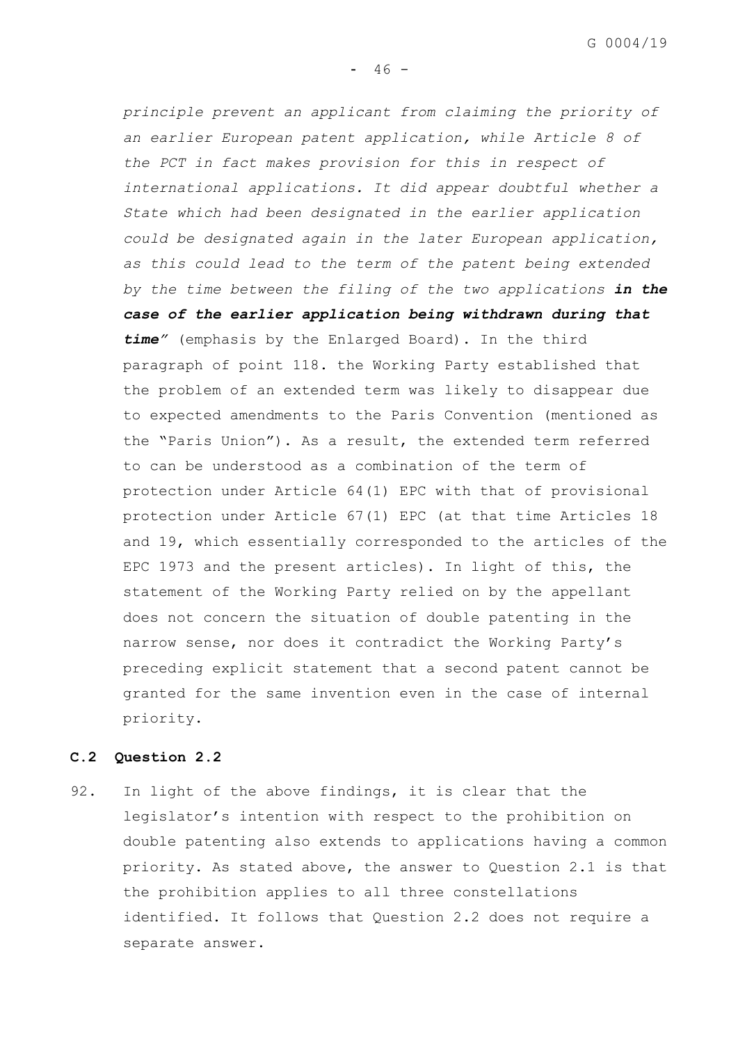*principle prevent an applicant from claiming the priority of an earlier European patent application, while Article 8 of the PCT in fact makes provision for this in respect of international applications. It did appear doubtful whether a State which had been designated in the earlier application could be designated again in the later European application, as this could lead to the term of the patent being extended by the time between the filing of the two applications* ***in the case of the earlier application being withdrawn during that time****"* (emphasis by the Enlarged Board). In the third paragraph of point 118. the Working Party established that the problem of an extended term was likely to disappear due to expected amendments to the Paris Convention (mentioned as the "Paris Union"). As a result, the extended term referred to can be understood as a combination of the term of protection under Article 64(1) EPC with that of provisional protection under Article 67(1) EPC (at that time Articles 18 and 19, which essentially corresponded to the articles of the EPC 1973 and the present articles). In light of this, the statement of the Working Party relied on by the appellant does not concern the situation of double patenting in the narrow sense, nor does it contradict the Working Party's preceding explicit statement that a second patent cannot be granted for the same invention even in the case of internal priority.

**C.2 Question 2.2**

92. In light of the above findings, it is clear that the legislator's intention with respect to the prohibition on double patenting also extends to applications having a common priority. As stated above, the answer to Question 2.1 is that the prohibition applies to all three constellations identified. It follows that Question 2.2 does not require a separate answer.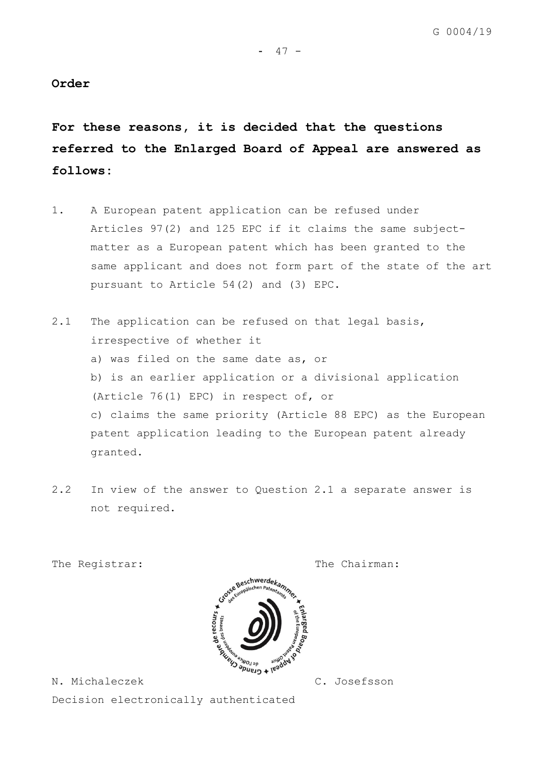**Order**

**For these reasons, it is decided that the questions referred to the Enlarged Board of Appeal are answered as follows:**

1. A European patent application can be refused under Articles 97(2) and 125 EPC if it claims the same subject-matter as a European patent which has been granted to the same applicant and does not form part of the state of the art pursuant to Article 54(2) and (3) EPC.

2.1 The application can be refused on that legal basis, irrespective of whether it
a) was filed on the same date as, or
b) is an earlier application or a divisional application (Article 76(1) EPC) in respect of, or
c) claims the same priority (Article 88 EPC) as the European patent application leading to the European patent already granted.

2.2 In view of the answer to Question 2.1 a separate answer is not required.

The Registrar: The Chairman:

N. Michaleczek C. Josefsson

Decision electronically authenticated